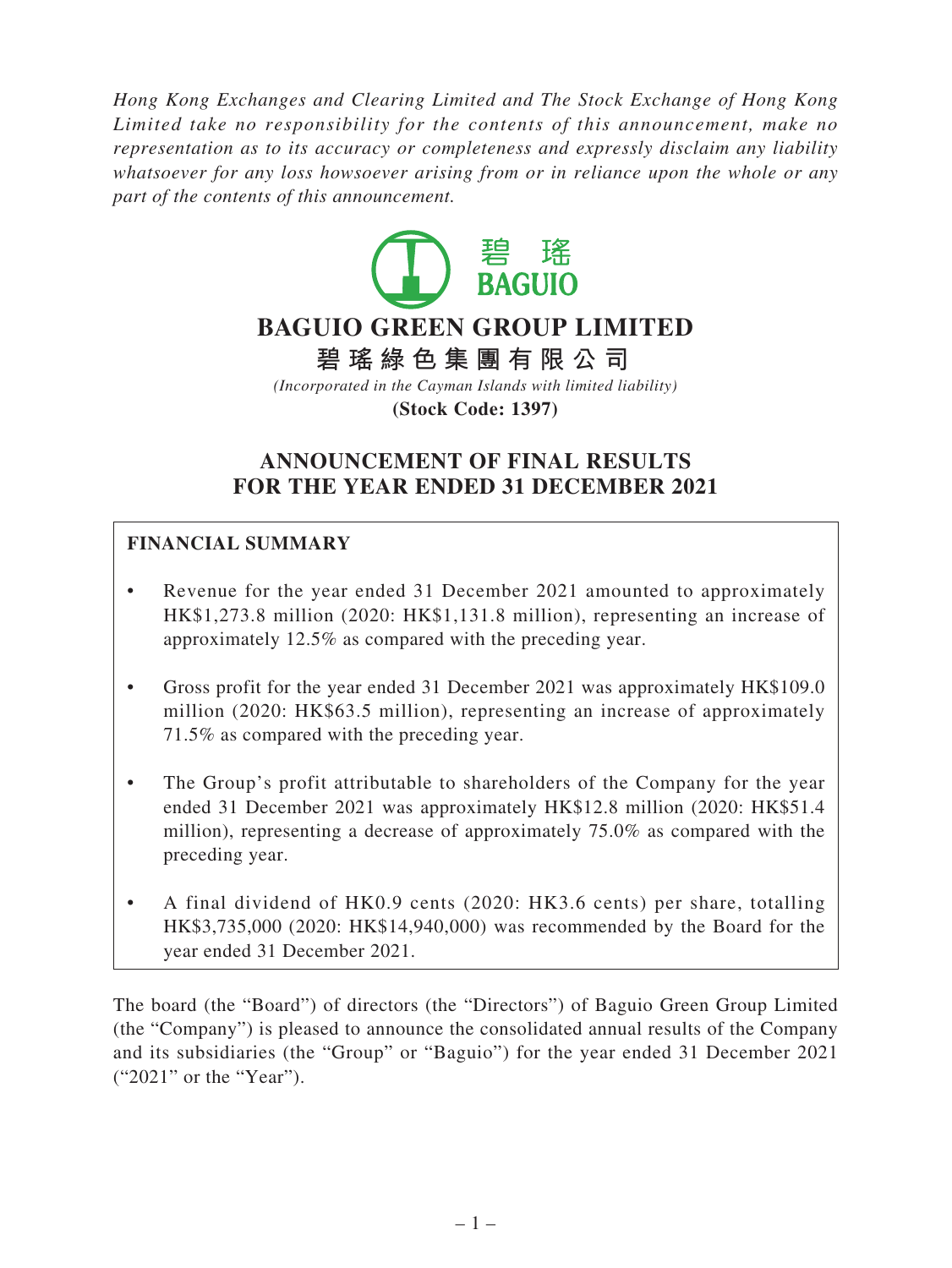*Hong Kong Exchanges and Clearing Limited and The Stock Exchange of Hong Kong Limited take no responsibility for the contents of this announcement, make no representation as to its accuracy or completeness and expressly disclaim any liability whatsoever for any loss howsoever arising from or in reliance upon the whole or any part of the contents of this announcement.*

碧 瑤
BAGUIO

# BAGUIO GREEN GROUP LIMITED

# 碧瑤綠色集團有限公司

*(Incorporated in the Cayman Islands with limited liability)*

**(Stock Code: 1397)**

# ANNOUNCEMENT OF FINAL RESULTS FOR THE YEAR ENDED 31 DECEMBER 2021

## FINANCIAL SUMMARY

- Revenue for the year ended 31 December 2021 amounted to approximately HK$1,273.8 million (2020: HK$1,131.8 million), representing an increase of approximately 12.5% as compared with the preceding year.
- Gross profit for the year ended 31 December 2021 was approximately HK$109.0 million (2020: HK$63.5 million), representing an increase of approximately 71.5% as compared with the preceding year.
- The Group's profit attributable to shareholders of the Company for the year ended 31 December 2021 was approximately HK$12.8 million (2020: HK$51.4 million), representing a decrease of approximately 75.0% as compared with the preceding year.
- A final dividend of HK0.9 cents (2020: HK3.6 cents) per share, totalling HK$3,735,000 (2020: HK$14,940,000) was recommended by the Board for the year ended 31 December 2021.

The board (the "Board") of directors (the "Directors") of Baguio Green Group Limited (the "Company") is pleased to announce the consolidated annual results of the Company and its subsidiaries (the "Group" or "Baguio") for the year ended 31 December 2021 ("2021" or the "Year").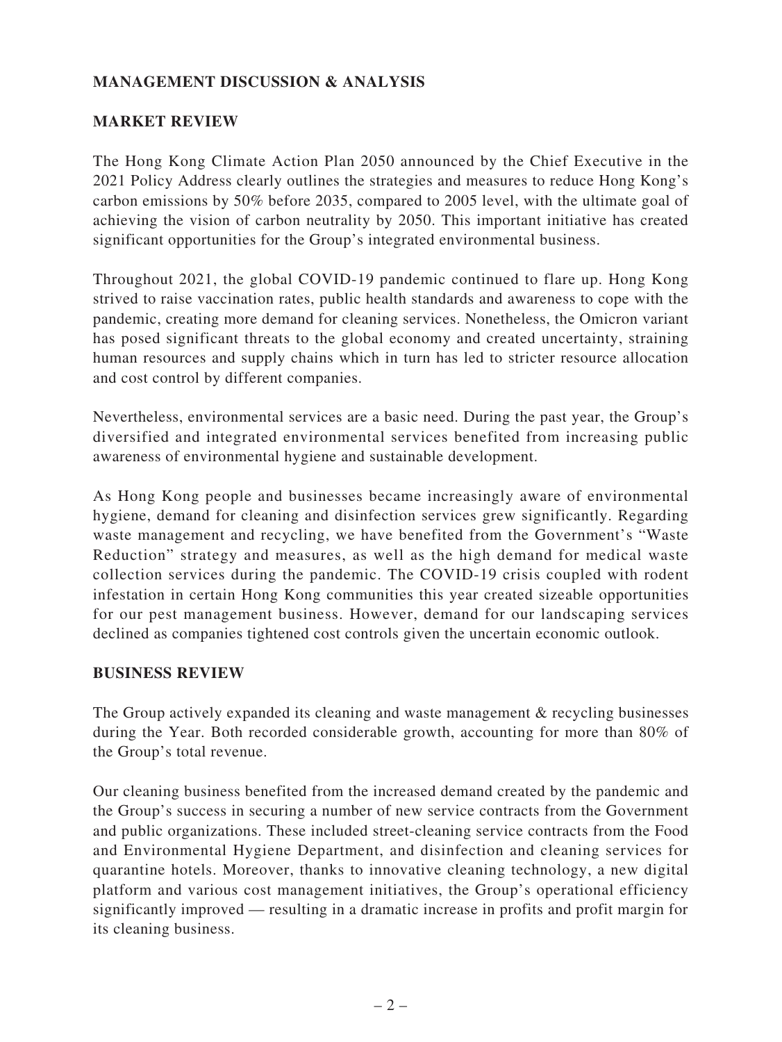## MANAGEMENT DISCUSSION & ANALYSIS

### MARKET REVIEW

The Hong Kong Climate Action Plan 2050 announced by the Chief Executive in the 2021 Policy Address clearly outlines the strategies and measures to reduce Hong Kong's carbon emissions by 50% before 2035, compared to 2005 level, with the ultimate goal of achieving the vision of carbon neutrality by 2050. This important initiative has created significant opportunities for the Group's integrated environmental business.

Throughout 2021, the global COVID-19 pandemic continued to flare up. Hong Kong strived to raise vaccination rates, public health standards and awareness to cope with the pandemic, creating more demand for cleaning services. Nonetheless, the Omicron variant has posed significant threats to the global economy and created uncertainty, straining human resources and supply chains which in turn has led to stricter resource allocation and cost control by different companies.

Nevertheless, environmental services are a basic need. During the past year, the Group's diversified and integrated environmental services benefited from increasing public awareness of environmental hygiene and sustainable development.

As Hong Kong people and businesses became increasingly aware of environmental hygiene, demand for cleaning and disinfection services grew significantly. Regarding waste management and recycling, we have benefited from the Government's "Waste Reduction" strategy and measures, as well as the high demand for medical waste collection services during the pandemic. The COVID-19 crisis coupled with rodent infestation in certain Hong Kong communities this year created sizeable opportunities for our pest management business. However, demand for our landscaping services declined as companies tightened cost controls given the uncertain economic outlook.

### BUSINESS REVIEW

The Group actively expanded its cleaning and waste management & recycling businesses during the Year. Both recorded considerable growth, accounting for more than 80% of the Group's total revenue.

Our cleaning business benefited from the increased demand created by the pandemic and the Group's success in securing a number of new service contracts from the Government and public organizations. These included street-cleaning service contracts from the Food and Environmental Hygiene Department, and disinfection and cleaning services for quarantine hotels. Moreover, thanks to innovative cleaning technology, a new digital platform and various cost management initiatives, the Group's operational efficiency significantly improved — resulting in a dramatic increase in profits and profit margin for its cleaning business.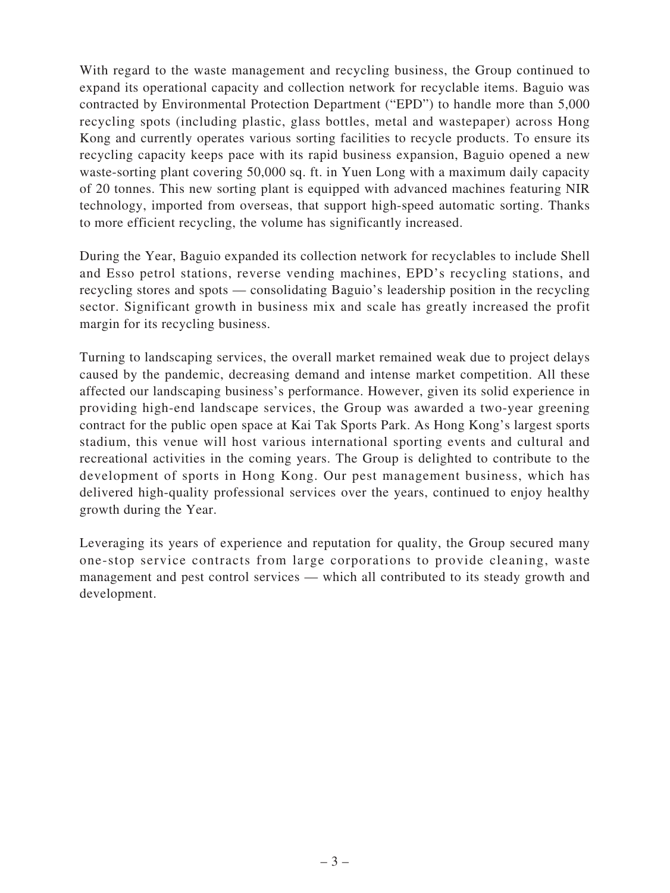With regard to the waste management and recycling business, the Group continued to expand its operational capacity and collection network for recyclable items. Baguio was contracted by Environmental Protection Department ("EPD") to handle more than 5,000 recycling spots (including plastic, glass bottles, metal and wastepaper) across Hong Kong and currently operates various sorting facilities to recycle products. To ensure its recycling capacity keeps pace with its rapid business expansion, Baguio opened a new waste-sorting plant covering 50,000 sq. ft. in Yuen Long with a maximum daily capacity of 20 tonnes. This new sorting plant is equipped with advanced machines featuring NIR technology, imported from overseas, that support high-speed automatic sorting. Thanks to more efficient recycling, the volume has significantly increased.

During the Year, Baguio expanded its collection network for recyclables to include Shell and Esso petrol stations, reverse vending machines, EPD's recycling stations, and recycling stores and spots — consolidating Baguio's leadership position in the recycling sector. Significant growth in business mix and scale has greatly increased the profit margin for its recycling business.

Turning to landscaping services, the overall market remained weak due to project delays caused by the pandemic, decreasing demand and intense market competition. All these affected our landscaping business's performance. However, given its solid experience in providing high-end landscape services, the Group was awarded a two-year greening contract for the public open space at Kai Tak Sports Park. As Hong Kong's largest sports stadium, this venue will host various international sporting events and cultural and recreational activities in the coming years. The Group is delighted to contribute to the development of sports in Hong Kong. Our pest management business, which has delivered high-quality professional services over the years, continued to enjoy healthy growth during the Year.

Leveraging its years of experience and reputation for quality, the Group secured many one-stop service contracts from large corporations to provide cleaning, waste management and pest control services — which all contributed to its steady growth and development.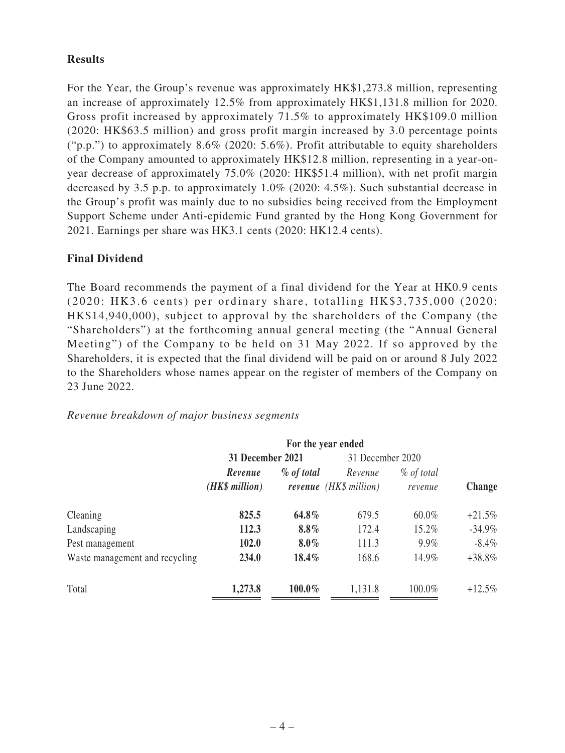## Results

For the Year, the Group's revenue was approximately HK$1,273.8 million, representing an increase of approximately 12.5% from approximately HK$1,131.8 million for 2020. Gross profit increased by approximately 71.5% to approximately HK$109.0 million (2020: HK$63.5 million) and gross profit margin increased by 3.0 percentage points ("p.p.") to approximately 8.6% (2020: 5.6%). Profit attributable to equity shareholders of the Company amounted to approximately HK$12.8 million, representing in a year-on-year decrease of approximately 75.0% (2020: HK$51.4 million), with net profit margin decreased by 3.5 p.p. to approximately 1.0% (2020: 4.5%). Such substantial decrease in the Group's profit was mainly due to no subsidies being received from the Employment Support Scheme under Anti-epidemic Fund granted by the Hong Kong Government for 2021. Earnings per share was HK3.1 cents (2020: HK12.4 cents).

## Final Dividend

The Board recommends the payment of a final dividend for the Year at HK0.9 cents (2020: HK3.6 cents) per ordinary share, totalling HK$3,735,000 (2020: HK$14,940,000), subject to approval by the shareholders of the Company (the "Shareholders") at the forthcoming annual general meeting (the "Annual General Meeting") of the Company to be held on 31 May 2022. If so approved by the Shareholders, it is expected that the final dividend will be paid on or around 8 July 2022 to the Shareholders whose names appear on the register of members of the Company on 23 June 2022.

*Revenue breakdown of major business segments*

| | For the year ended | | | | |
|---|---|---|---|---|---|
| | **31 December 2021** | | 31 December 2020 | | |
| | ***Revenue (HK$ million)*** | ***% of total revenue*** | *Revenue (HK$ million)* | *% of total revenue* | **Change** |
| Cleaning | **825.5** | **64.8%** | 679.5 | 60.0% | +21.5% |
| Landscaping | **112.3** | **8.8%** | 172.4 | 15.2% | -34.9% |
| Pest management | **102.0** | **8.0%** | 111.3 | 9.9% | -8.4% |
| Waste management and recycling | **234.0** | **18.4%** | 168.6 | 14.9% | +38.8% |
| Total | **1,273.8** | **100.0%** | 1,131.8 | 100.0% | +12.5% |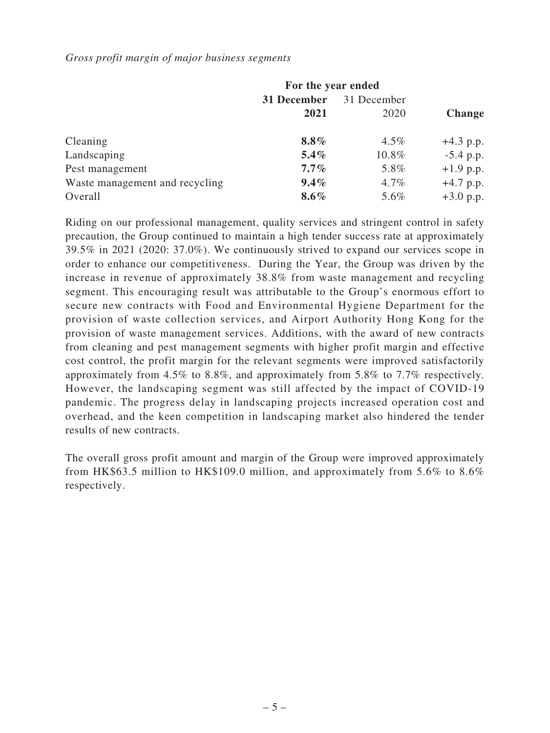*Gross profit margin of major business segments*

| | For the year ended | | |
|---|---|---|---|
| | **31 December 2021** | 31 December 2020 | **Change** |
| Cleaning | **8.8%** | 4.5% | +4.3 p.p. |
| Landscaping | **5.4%** | 10.8% | -5.4 p.p. |
| Pest management | **7.7%** | 5.8% | +1.9 p.p. |
| Waste management and recycling | **9.4%** | 4.7% | +4.7 p.p. |
| Overall | **8.6%** | 5.6% | +3.0 p.p. |

Riding on our professional management, quality services and stringent control in safety precaution, the Group continued to maintain a high tender success rate at approximately 39.5% in 2021 (2020: 37.0%). We continuously strived to expand our services scope in order to enhance our competitiveness. During the Year, the Group was driven by the increase in revenue of approximately 38.8% from waste management and recycling segment. This encouraging result was attributable to the Group's enormous effort to secure new contracts with Food and Environmental Hygiene Department for the provision of waste collection services, and Airport Authority Hong Kong for the provision of waste management services. Additions, with the award of new contracts from cleaning and pest management segments with higher profit margin and effective cost control, the profit margin for the relevant segments were improved satisfactorily approximately from 4.5% to 8.8%, and approximately from 5.8% to 7.7% respectively. However, the landscaping segment was still affected by the impact of COVID-19 pandemic. The progress delay in landscaping projects increased operation cost and overhead, and the keen competition in landscaping market also hindered the tender results of new contracts.

The overall gross profit amount and margin of the Group were improved approximately from HK$63.5 million to HK$109.0 million, and approximately from 5.6% to 8.6% respectively.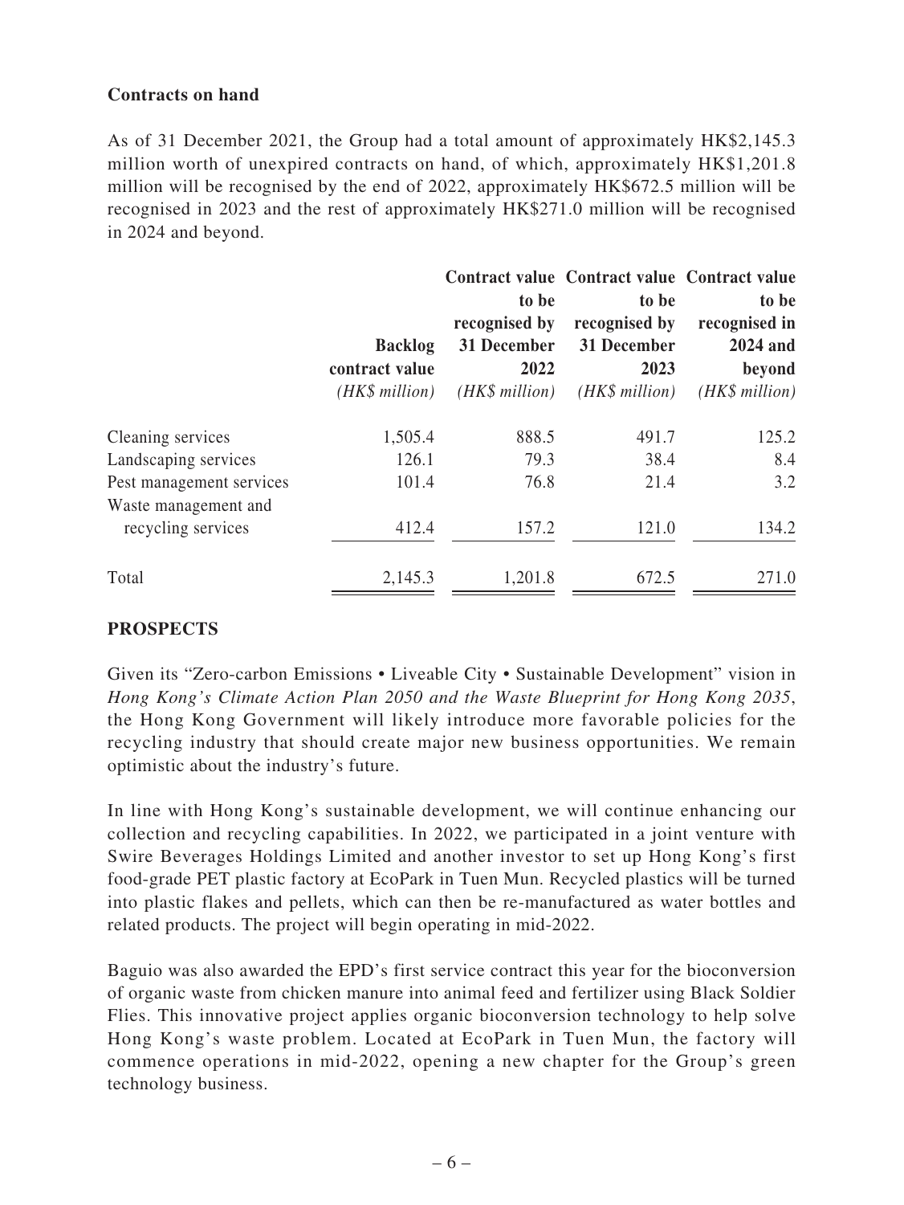**Contracts on hand**

As of 31 December 2021, the Group had a total amount of approximately HK$2,145.3 million worth of unexpired contracts on hand, of which, approximately HK$1,201.8 million will be recognised by the end of 2022, approximately HK$672.5 million will be recognised in 2023 and the rest of approximately HK$271.0 million will be recognised in 2024 and beyond.

| | **Backlog contract value** *(HK$ million)* | **Contract value to be recognised by 31 December 2022** *(HK$ million)* | **Contract value to be recognised by 31 December 2023** *(HK$ million)* | **Contract value to be recognised in 2024 and beyond** *(HK$ million)* |
|---|---|---|---|---|
| Cleaning services | 1,505.4 | 888.5 | 491.7 | 125.2 |
| Landscaping services | 126.1 | 79.3 | 38.4 | 8.4 |
| Pest management services | 101.4 | 76.8 | 21.4 | 3.2 |
| Waste management and recycling services | 412.4 | 157.2 | 121.0 | 134.2 |
| Total | 2,145.3 | 1,201.8 | 672.5 | 271.0 |

**PROSPECTS**

Given its "Zero-carbon Emissions • Liveable City • Sustainable Development" vision in *Hong Kong's Climate Action Plan 2050 and the Waste Blueprint for Hong Kong 2035*, the Hong Kong Government will likely introduce more favorable policies for the recycling industry that should create major new business opportunities. We remain optimistic about the industry's future.

In line with Hong Kong's sustainable development, we will continue enhancing our collection and recycling capabilities. In 2022, we participated in a joint venture with Swire Beverages Holdings Limited and another investor to set up Hong Kong's first food-grade PET plastic factory at EcoPark in Tuen Mun. Recycled plastics will be turned into plastic flakes and pellets, which can then be re-manufactured as water bottles and related products. The project will begin operating in mid-2022.

Baguio was also awarded the EPD's first service contract this year for the bioconversion of organic waste from chicken manure into animal feed and fertilizer using Black Soldier Flies. This innovative project applies organic bioconversion technology to help solve Hong Kong's waste problem. Located at EcoPark in Tuen Mun, the factory will commence operations in mid-2022, opening a new chapter for the Group's green technology business.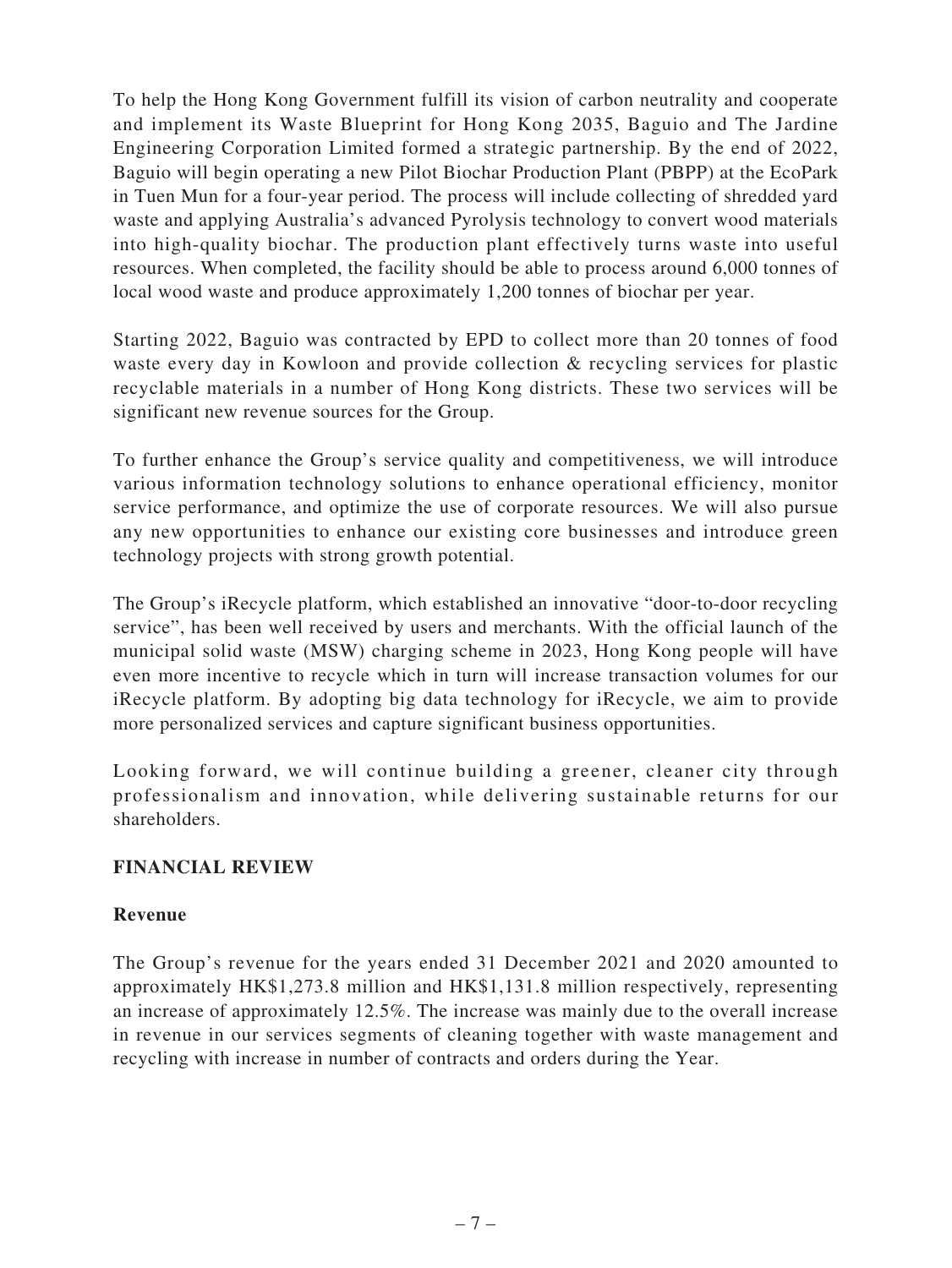To help the Hong Kong Government fulfill its vision of carbon neutrality and cooperate and implement its Waste Blueprint for Hong Kong 2035, Baguio and The Jardine Engineering Corporation Limited formed a strategic partnership. By the end of 2022, Baguio will begin operating a new Pilot Biochar Production Plant (PBPP) at the EcoPark in Tuen Mun for a four-year period. The process will include collecting of shredded yard waste and applying Australia's advanced Pyrolysis technology to convert wood materials into high-quality biochar. The production plant effectively turns waste into useful resources. When completed, the facility should be able to process around 6,000 tonnes of local wood waste and produce approximately 1,200 tonnes of biochar per year.

Starting 2022, Baguio was contracted by EPD to collect more than 20 tonnes of food waste every day in Kowloon and provide collection & recycling services for plastic recyclable materials in a number of Hong Kong districts. These two services will be significant new revenue sources for the Group.

To further enhance the Group's service quality and competitiveness, we will introduce various information technology solutions to enhance operational efficiency, monitor service performance, and optimize the use of corporate resources. We will also pursue any new opportunities to enhance our existing core businesses and introduce green technology projects with strong growth potential.

The Group's iRecycle platform, which established an innovative "door-to-door recycling service", has been well received by users and merchants. With the official launch of the municipal solid waste (MSW) charging scheme in 2023, Hong Kong people will have even more incentive to recycle which in turn will increase transaction volumes for our iRecycle platform. By adopting big data technology for iRecycle, we aim to provide more personalized services and capture significant business opportunities.

Looking forward, we will continue building a greener, cleaner city through professionalism and innovation, while delivering sustainable returns for our shareholders.

## FINANCIAL REVIEW

### Revenue

The Group's revenue for the years ended 31 December 2021 and 2020 amounted to approximately HK$1,273.8 million and HK$1,131.8 million respectively, representing an increase of approximately 12.5%. The increase was mainly due to the overall increase in revenue in our services segments of cleaning together with waste management and recycling with increase in number of contracts and orders during the Year.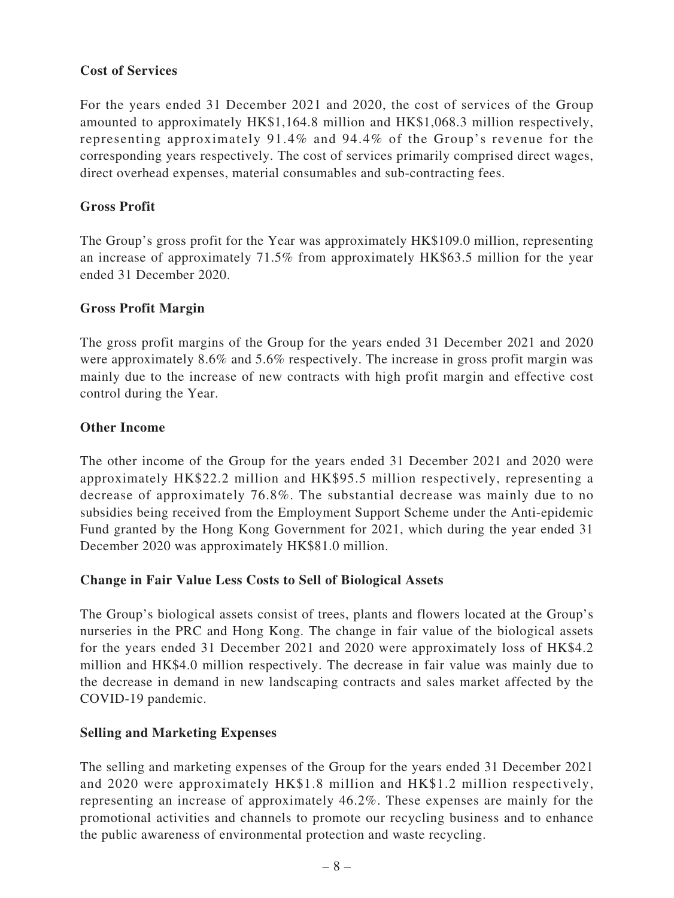## Cost of Services

For the years ended 31 December 2021 and 2020, the cost of services of the Group amounted to approximately HK$1,164.8 million and HK$1,068.3 million respectively, representing approximately 91.4% and 94.4% of the Group's revenue for the corresponding years respectively. The cost of services primarily comprised direct wages, direct overhead expenses, material consumables and sub-contracting fees.

## Gross Profit

The Group's gross profit for the Year was approximately HK$109.0 million, representing an increase of approximately 71.5% from approximately HK$63.5 million for the year ended 31 December 2020.

## Gross Profit Margin

The gross profit margins of the Group for the years ended 31 December 2021 and 2020 were approximately 8.6% and 5.6% respectively. The increase in gross profit margin was mainly due to the increase of new contracts with high profit margin and effective cost control during the Year.

## Other Income

The other income of the Group for the years ended 31 December 2021 and 2020 were approximately HK$22.2 million and HK$95.5 million respectively, representing a decrease of approximately 76.8%. The substantial decrease was mainly due to no subsidies being received from the Employment Support Scheme under the Anti-epidemic Fund granted by the Hong Kong Government for 2021, which during the year ended 31 December 2020 was approximately HK$81.0 million.

## Change in Fair Value Less Costs to Sell of Biological Assets

The Group's biological assets consist of trees, plants and flowers located at the Group's nurseries in the PRC and Hong Kong. The change in fair value of the biological assets for the years ended 31 December 2021 and 2020 were approximately loss of HK$4.2 million and HK$4.0 million respectively. The decrease in fair value was mainly due to the decrease in demand in new landscaping contracts and sales market affected by the COVID-19 pandemic.

## Selling and Marketing Expenses

The selling and marketing expenses of the Group for the years ended 31 December 2021 and 2020 were approximately HK$1.8 million and HK$1.2 million respectively, representing an increase of approximately 46.2%. These expenses are mainly for the promotional activities and channels to promote our recycling business and to enhance the public awareness of environmental protection and waste recycling.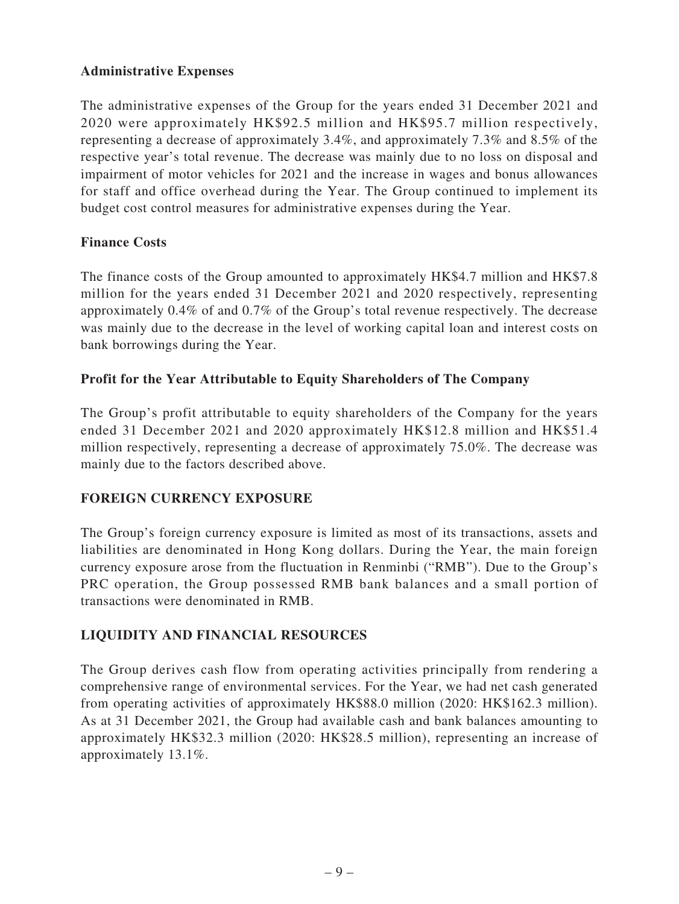### Administrative Expenses

The administrative expenses of the Group for the years ended 31 December 2021 and 2020 were approximately HK$92.5 million and HK$95.7 million respectively, representing a decrease of approximately 3.4%, and approximately 7.3% and 8.5% of the respective year's total revenue. The decrease was mainly due to no loss on disposal and impairment of motor vehicles for 2021 and the increase in wages and bonus allowances for staff and office overhead during the Year. The Group continued to implement its budget cost control measures for administrative expenses during the Year.

### Finance Costs

The finance costs of the Group amounted to approximately HK$4.7 million and HK$7.8 million for the years ended 31 December 2021 and 2020 respectively, representing approximately 0.4% of and 0.7% of the Group's total revenue respectively. The decrease was mainly due to the decrease in the level of working capital loan and interest costs on bank borrowings during the Year.

### Profit for the Year Attributable to Equity Shareholders of The Company

The Group's profit attributable to equity shareholders of the Company for the years ended 31 December 2021 and 2020 approximately HK$12.8 million and HK$51.4 million respectively, representing a decrease of approximately 75.0%. The decrease was mainly due to the factors described above.

## FOREIGN CURRENCY EXPOSURE

The Group's foreign currency exposure is limited as most of its transactions, assets and liabilities are denominated in Hong Kong dollars. During the Year, the main foreign currency exposure arose from the fluctuation in Renminbi ("RMB"). Due to the Group's PRC operation, the Group possessed RMB bank balances and a small portion of transactions were denominated in RMB.

## LIQUIDITY AND FINANCIAL RESOURCES

The Group derives cash flow from operating activities principally from rendering a comprehensive range of environmental services. For the Year, we had net cash generated from operating activities of approximately HK$88.0 million (2020: HK$162.3 million). As at 31 December 2021, the Group had available cash and bank balances amounting to approximately HK$32.3 million (2020: HK$28.5 million), representing an increase of approximately 13.1%.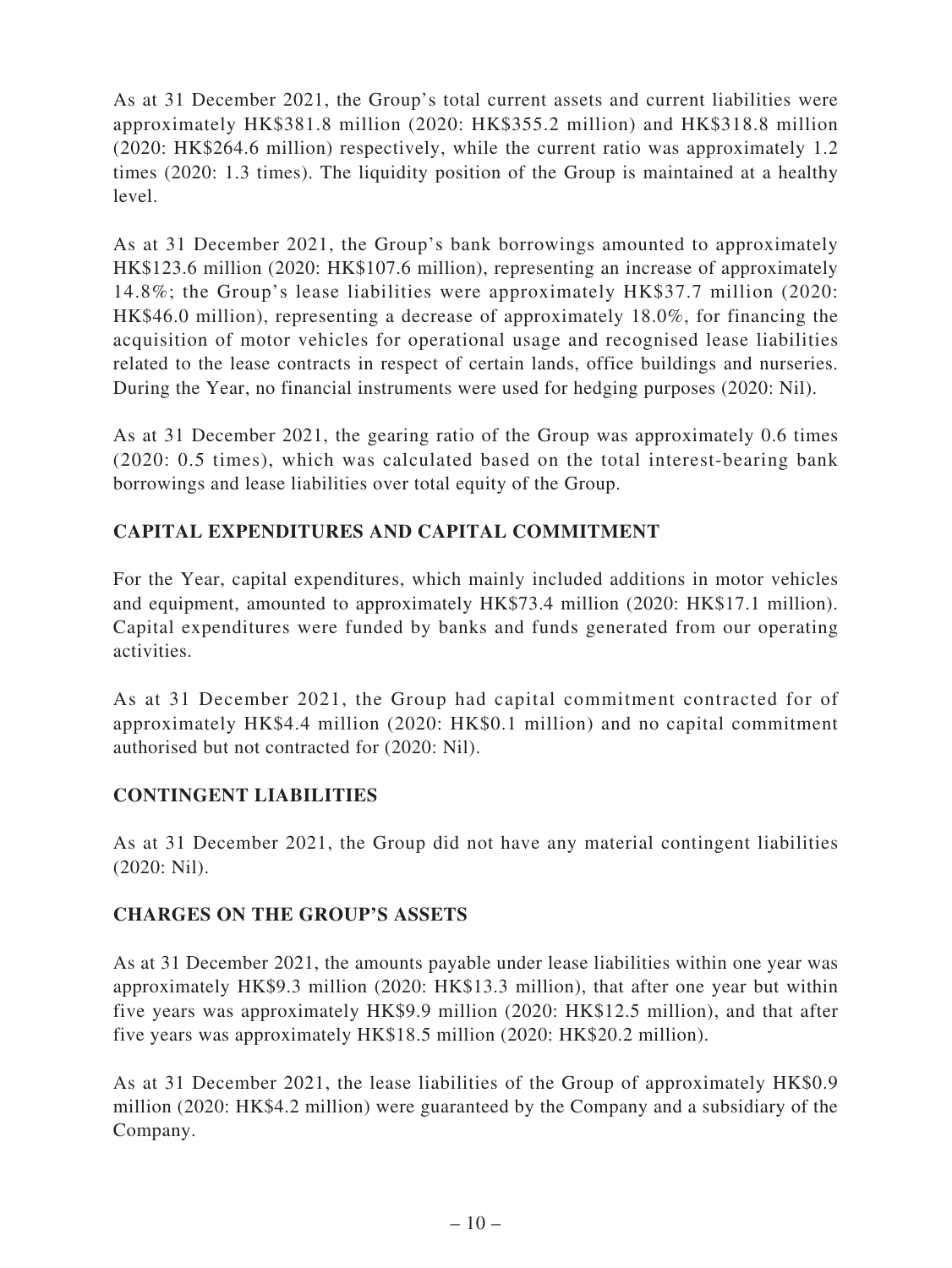As at 31 December 2021, the Group's total current assets and current liabilities were approximately HK$381.8 million (2020: HK$355.2 million) and HK$318.8 million (2020: HK$264.6 million) respectively, while the current ratio was approximately 1.2 times (2020: 1.3 times). The liquidity position of the Group is maintained at a healthy level.

As at 31 December 2021, the Group's bank borrowings amounted to approximately HK$123.6 million (2020: HK$107.6 million), representing an increase of approximately 14.8%; the Group's lease liabilities were approximately HK$37.7 million (2020: HK$46.0 million), representing a decrease of approximately 18.0%, for financing the acquisition of motor vehicles for operational usage and recognised lease liabilities related to the lease contracts in respect of certain lands, office buildings and nurseries. During the Year, no financial instruments were used for hedging purposes (2020: Nil).

As at 31 December 2021, the gearing ratio of the Group was approximately 0.6 times (2020: 0.5 times), which was calculated based on the total interest-bearing bank borrowings and lease liabilities over total equity of the Group.

## CAPITAL EXPENDITURES AND CAPITAL COMMITMENT

For the Year, capital expenditures, which mainly included additions in motor vehicles and equipment, amounted to approximately HK$73.4 million (2020: HK$17.1 million). Capital expenditures were funded by banks and funds generated from our operating activities.

As at 31 December 2021, the Group had capital commitment contracted for of approximately HK$4.4 million (2020: HK$0.1 million) and no capital commitment authorised but not contracted for (2020: Nil).

## CONTINGENT LIABILITIES

As at 31 December 2021, the Group did not have any material contingent liabilities (2020: Nil).

## CHARGES ON THE GROUP'S ASSETS

As at 31 December 2021, the amounts payable under lease liabilities within one year was approximately HK$9.3 million (2020: HK$13.3 million), that after one year but within five years was approximately HK$9.9 million (2020: HK$12.5 million), and that after five years was approximately HK$18.5 million (2020: HK$20.2 million).

As at 31 December 2021, the lease liabilities of the Group of approximately HK$0.9 million (2020: HK$4.2 million) were guaranteed by the Company and a subsidiary of the Company.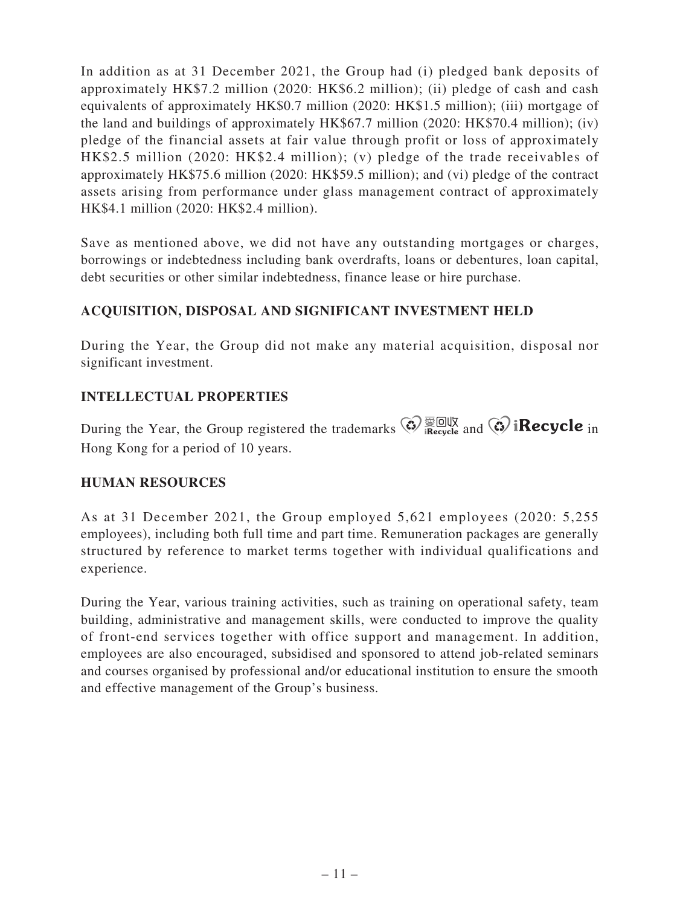In addition as at 31 December 2021, the Group had (i) pledged bank deposits of approximately HK$7.2 million (2020: HK$6.2 million); (ii) pledge of cash and cash equivalents of approximately HK$0.7 million (2020: HK$1.5 million); (iii) mortgage of the land and buildings of approximately HK$67.7 million (2020: HK$70.4 million); (iv) pledge of the financial assets at fair value through profit or loss of approximately HK$2.5 million (2020: HK$2.4 million); (v) pledge of the trade receivables of approximately HK$75.6 million (2020: HK$59.5 million); and (vi) pledge of the contract assets arising from performance under glass management contract of approximately HK$4.1 million (2020: HK$2.4 million).

Save as mentioned above, we did not have any outstanding mortgages or charges, borrowings or indebtedness including bank overdrafts, loans or debentures, loan capital, debt securities or other similar indebtedness, finance lease or hire purchase.

## ACQUISITION, DISPOSAL AND SIGNIFICANT INVESTMENT HELD

During the Year, the Group did not make any material acquisition, disposal nor significant investment.

## INTELLECTUAL PROPERTIES

During the Year, the Group registered the trademarks 愛回收 iRecycle and iRecycle in Hong Kong for a period of 10 years.

## HUMAN RESOURCES

As at 31 December 2021, the Group employed 5,621 employees (2020: 5,255 employees), including both full time and part time. Remuneration packages are generally structured by reference to market terms together with individual qualifications and experience.

During the Year, various training activities, such as training on operational safety, team building, administrative and management skills, were conducted to improve the quality of front-end services together with office support and management. In addition, employees are also encouraged, subsidised and sponsored to attend job-related seminars and courses organised by professional and/or educational institution to ensure the smooth and effective management of the Group's business.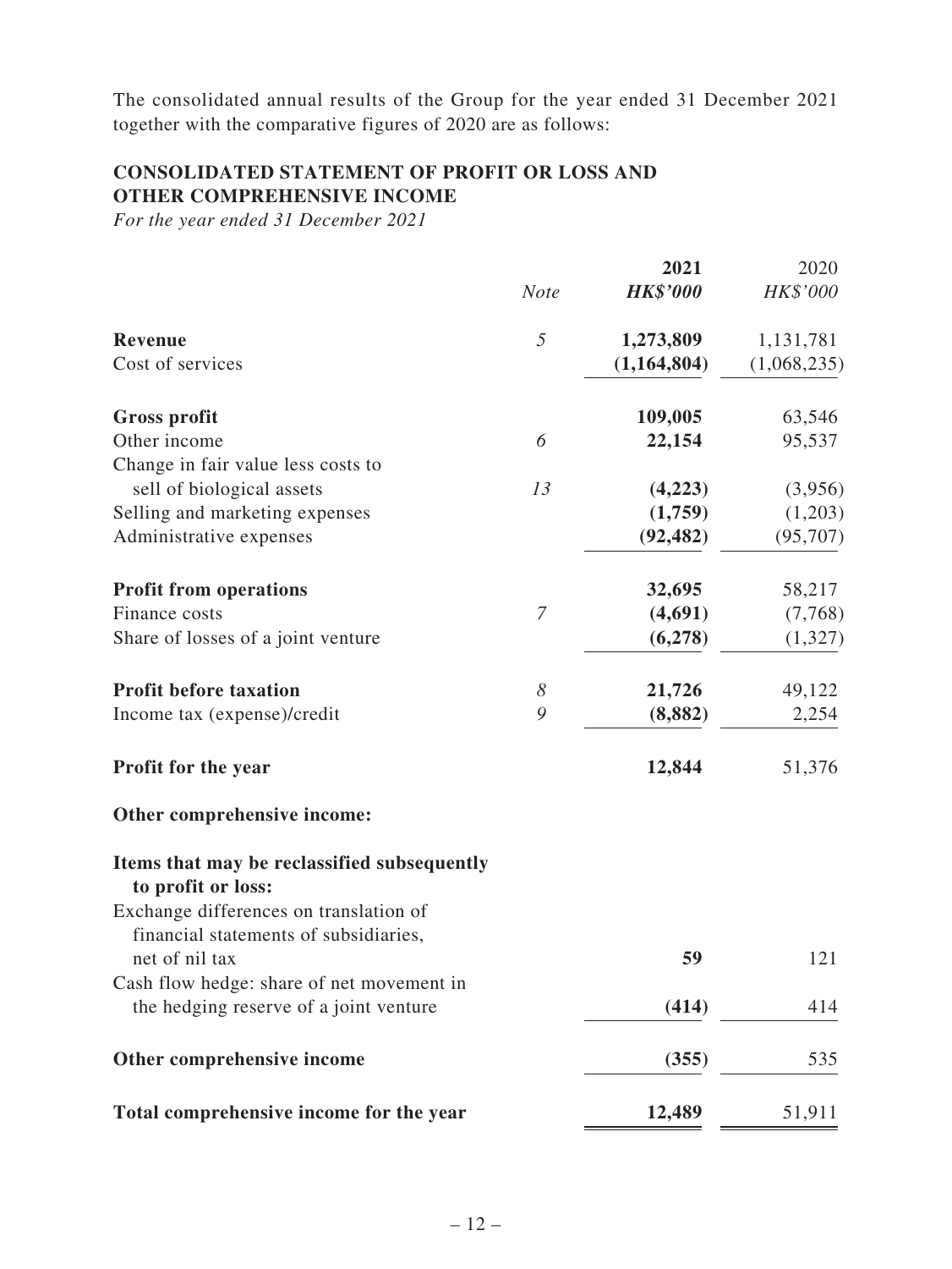The consolidated annual results of the Group for the year ended 31 December 2021 together with the comparative figures of 2020 are as follows:

## CONSOLIDATED STATEMENT OF PROFIT OR LOSS AND OTHER COMPREHENSIVE INCOME

*For the year ended 31 December 2021*

| | *Note* | **2021** | 2020 |
|---|---|---|---|
| | | ***HK$'000*** | *HK$'000* |
| **Revenue** | 5 | **1,273,809** | 1,131,781 |
| Cost of services | | **(1,164,804)** | (1,068,235) |
| **Gross profit** | | **109,005** | 63,546 |
| Other income | 6 | **22,154** | 95,537 |
| Change in fair value less costs to sell of biological assets | 13 | **(4,223)** | (3,956) |
| Selling and marketing expenses | | **(1,759)** | (1,203) |
| Administrative expenses | | **(92,482)** | (95,707) |
| **Profit from operations** | | **32,695** | 58,217 |
| Finance costs | 7 | **(4,691)** | (7,768) |
| Share of losses of a joint venture | | **(6,278)** | (1,327) |
| **Profit before taxation** | 8 | **21,726** | 49,122 |
| Income tax (expense)/credit | 9 | **(8,882)** | 2,254 |
| **Profit for the year** | | **12,844** | 51,376 |
| **Other comprehensive income:** | | | |
| **Items that may be reclassified subsequently to profit or loss:** | | | |
| Exchange differences on translation of financial statements of subsidiaries, net of nil tax | | **59** | 121 |
| Cash flow hedge: share of net movement in the hedging reserve of a joint venture | | **(414)** | 414 |
| **Other comprehensive income** | | **(355)** | 535 |
| **Total comprehensive income for the year** | | **12,489** | 51,911 |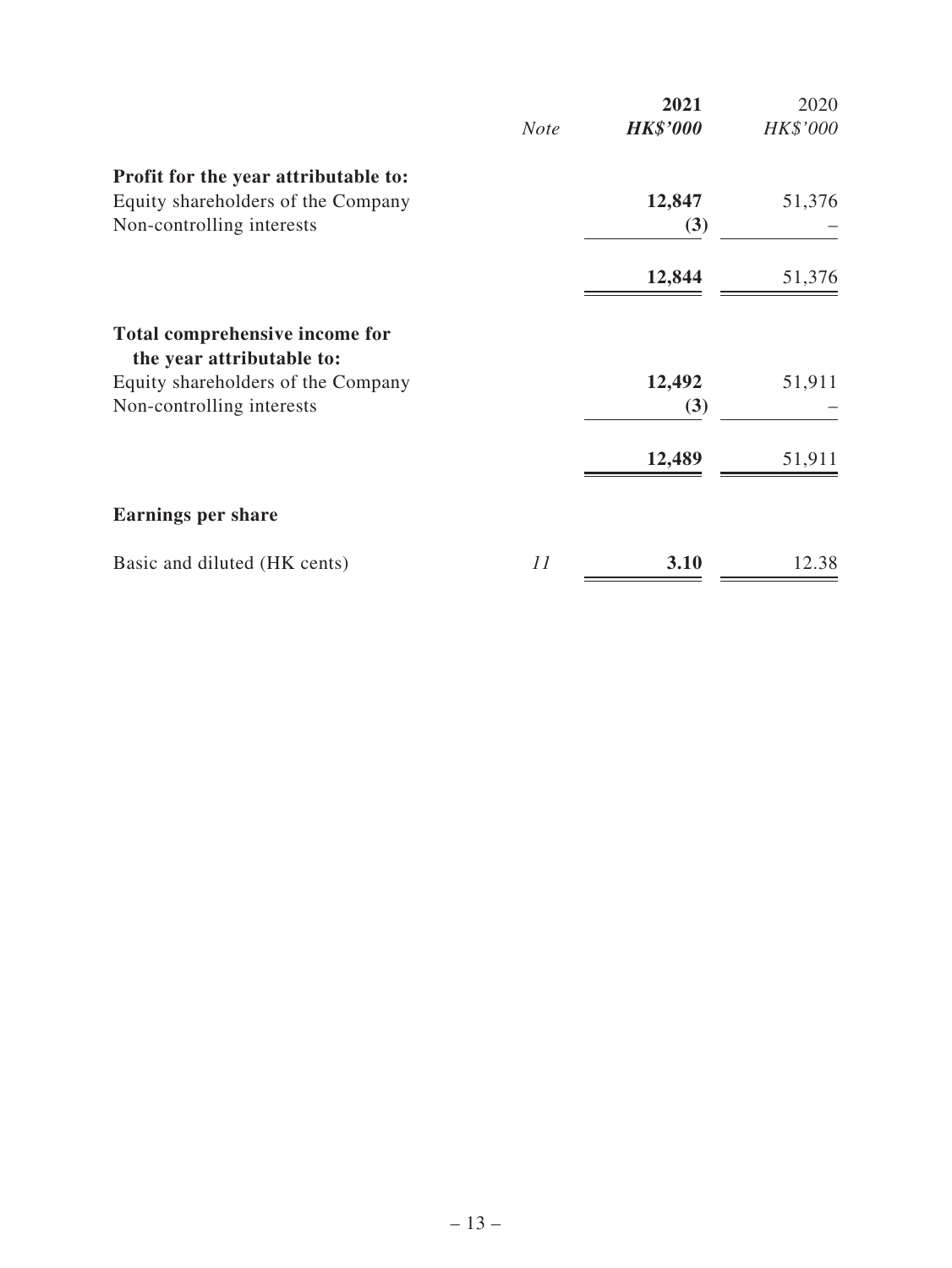| | *Note* | **2021** | 2020 |
|---|---|---|---|
| | | ***HK$'000*** | *HK$'000* |
| **Profit for the year attributable to:** | | | |
| Equity shareholders of the Company | | **12,847** | 51,376 |
| Non-controlling interests | | **(3)** | – |
| | | **12,844** | 51,376 |
| **Total comprehensive income for the year attributable to:** | | | |
| Equity shareholders of the Company | | **12,492** | 51,911 |
| Non-controlling interests | | **(3)** | – |
| | | **12,489** | 51,911 |
| **Earnings per share** | | | |
| Basic and diluted (HK cents) | *11* | **3.10** | 12.38 |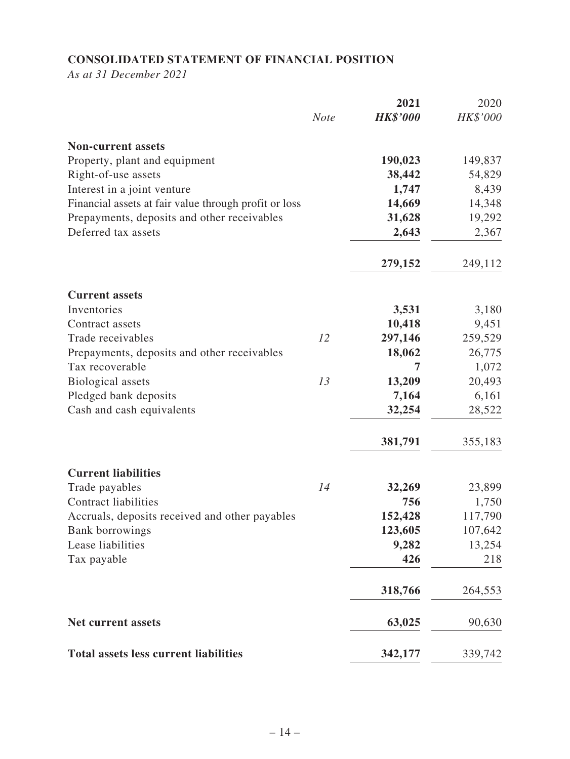**CONSOLIDATED STATEMENT OF FINANCIAL POSITION**

*As at 31 December 2021*

| | *Note* | **2021** | 2020 |
|---|---|---|---|
| | | ***HK$'000*** | *HK$'000* |
| **Non-current assets** | | | |
| Property, plant and equipment | | **190,023** | 149,837 |
| Right-of-use assets | | **38,442** | 54,829 |
| Interest in a joint venture | | **1,747** | 8,439 |
| Financial assets at fair value through profit or loss | | **14,669** | 14,348 |
| Prepayments, deposits and other receivables | | **31,628** | 19,292 |
| Deferred tax assets | | **2,643** | 2,367 |
| | | **279,152** | 249,112 |
| **Current assets** | | | |
| Inventories | | **3,531** | 3,180 |
| Contract assets | | **10,418** | 9,451 |
| Trade receivables | *12* | **297,146** | 259,529 |
| Prepayments, deposits and other receivables | | **18,062** | 26,775 |
| Tax recoverable | | **7** | 1,072 |
| Biological assets | *13* | **13,209** | 20,493 |
| Pledged bank deposits | | **7,164** | 6,161 |
| Cash and cash equivalents | | **32,254** | 28,522 |
| | | **381,791** | 355,183 |
| **Current liabilities** | | | |
| Trade payables | *14* | **32,269** | 23,899 |
| Contract liabilities | | **756** | 1,750 |
| Accruals, deposits received and other payables | | **152,428** | 117,790 |
| Bank borrowings | | **123,605** | 107,642 |
| Lease liabilities | | **9,282** | 13,254 |
| Tax payable | | **426** | 218 |
| | | **318,766** | 264,553 |
| **Net current assets** | | **63,025** | 90,630 |
| **Total assets less current liabilities** | | **342,177** | 339,742 |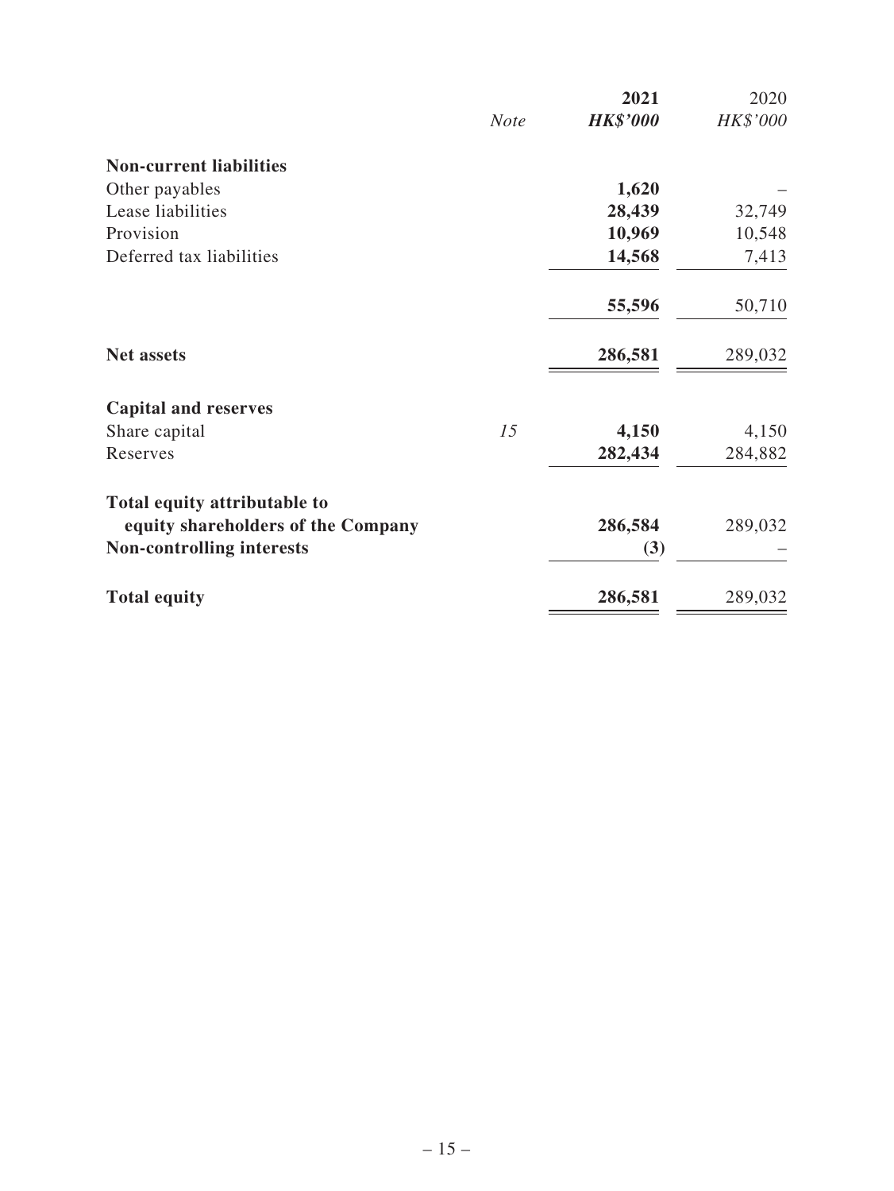| | Note | 2021 HK$'000 | 2020 HK$'000 |
|---|---|---|---|
| **Non-current liabilities** | | | |
| Other payables | | **1,620** | – |
| Lease liabilities | | **28,439** | 32,749 |
| Provision | | **10,969** | 10,548 |
| Deferred tax liabilities | | **14,568** | 7,413 |
| | | **55,596** | 50,710 |
| **Net assets** | | **286,581** | 289,032 |
| **Capital and reserves** | | | |
| Share capital | *15* | **4,150** | 4,150 |
| Reserves | | **282,434** | 284,882 |
| **Total equity attributable to equity shareholders of the Company** | | **286,584** | 289,032 |
| **Non-controlling interests** | | **(3)** | – |
| **Total equity** | | **286,581** | 289,032 |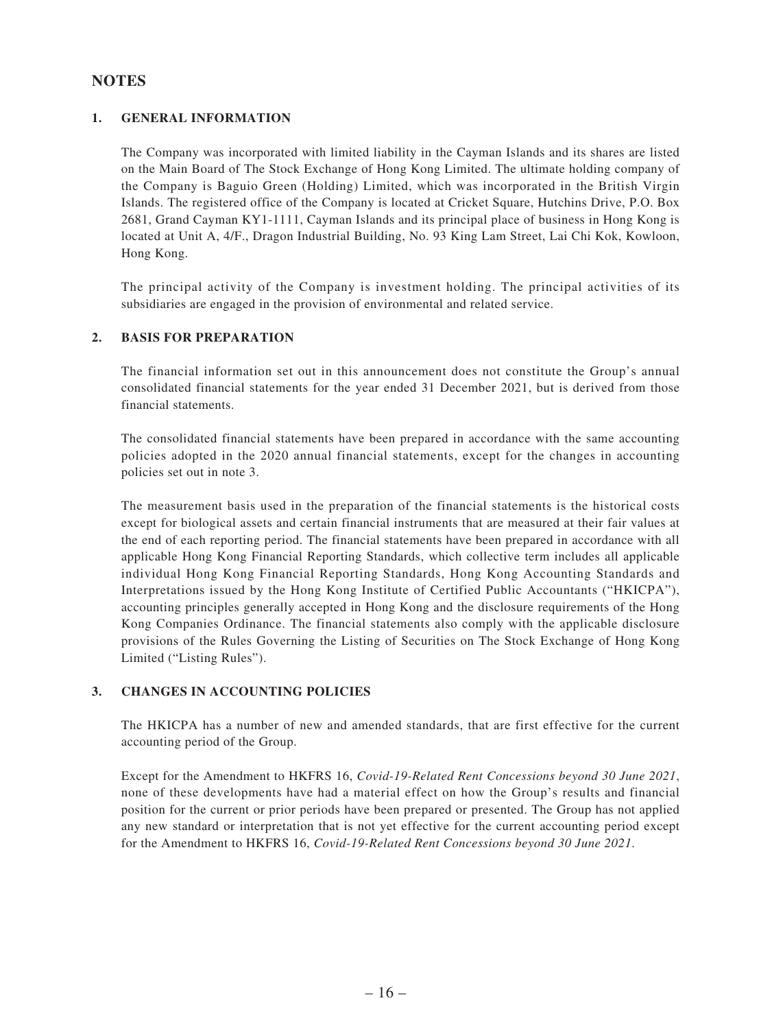## NOTES

### 1. GENERAL INFORMATION

The Company was incorporated with limited liability in the Cayman Islands and its shares are listed on the Main Board of The Stock Exchange of Hong Kong Limited. The ultimate holding company of the Company is Baguio Green (Holding) Limited, which was incorporated in the British Virgin Islands. The registered office of the Company is located at Cricket Square, Hutchins Drive, P.O. Box 2681, Grand Cayman KY1-1111, Cayman Islands and its principal place of business in Hong Kong is located at Unit A, 4/F., Dragon Industrial Building, No. 93 King Lam Street, Lai Chi Kok, Kowloon, Hong Kong.

The principal activity of the Company is investment holding. The principal activities of its subsidiaries are engaged in the provision of environmental and related service.

### 2. BASIS FOR PREPARATION

The financial information set out in this announcement does not constitute the Group's annual consolidated financial statements for the year ended 31 December 2021, but is derived from those financial statements.

The consolidated financial statements have been prepared in accordance with the same accounting policies adopted in the 2020 annual financial statements, except for the changes in accounting policies set out in note 3.

The measurement basis used in the preparation of the financial statements is the historical costs except for biological assets and certain financial instruments that are measured at their fair values at the end of each reporting period. The financial statements have been prepared in accordance with all applicable Hong Kong Financial Reporting Standards, which collective term includes all applicable individual Hong Kong Financial Reporting Standards, Hong Kong Accounting Standards and Interpretations issued by the Hong Kong Institute of Certified Public Accountants ("HKICPA"), accounting principles generally accepted in Hong Kong and the disclosure requirements of the Hong Kong Companies Ordinance. The financial statements also comply with the applicable disclosure provisions of the Rules Governing the Listing of Securities on The Stock Exchange of Hong Kong Limited ("Listing Rules").

### 3. CHANGES IN ACCOUNTING POLICIES

The HKICPA has a number of new and amended standards, that are first effective for the current accounting period of the Group.

Except for the Amendment to HKFRS 16, *Covid-19-Related Rent Concessions beyond 30 June 2021*, none of these developments have had a material effect on how the Group's results and financial position for the current or prior periods have been prepared or presented. The Group has not applied any new standard or interpretation that is not yet effective for the current accounting period except for the Amendment to HKFRS 16, *Covid-19-Related Rent Concessions beyond 30 June 2021*.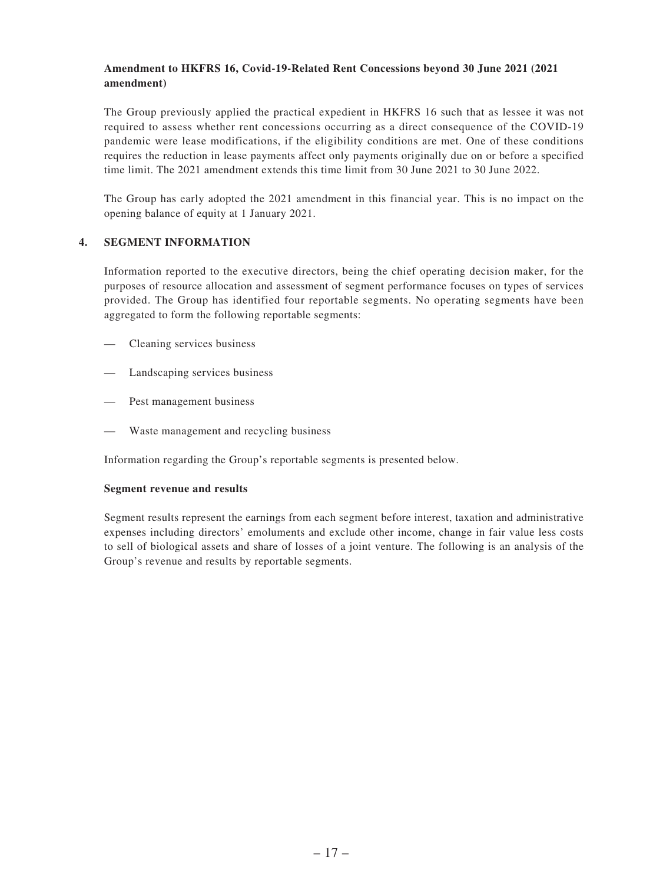**Amendment to HKFRS 16, Covid-19-Related Rent Concessions beyond 30 June 2021 (2021 amendment)**

The Group previously applied the practical expedient in HKFRS 16 such that as lessee it was not required to assess whether rent concessions occurring as a direct consequence of the COVID-19 pandemic were lease modifications, if the eligibility conditions are met. One of these conditions requires the reduction in lease payments affect only payments originally due on or before a specified time limit. The 2021 amendment extends this time limit from 30 June 2021 to 30 June 2022.

The Group has early adopted the 2021 amendment in this financial year. This is no impact on the opening balance of equity at 1 January 2021.

## 4. SEGMENT INFORMATION

Information reported to the executive directors, being the chief operating decision maker, for the purposes of resource allocation and assessment of segment performance focuses on types of services provided. The Group has identified four reportable segments. No operating segments have been aggregated to form the following reportable segments:

— Cleaning services business

— Landscaping services business

— Pest management business

— Waste management and recycling business

Information regarding the Group's reportable segments is presented below.

**Segment revenue and results**

Segment results represent the earnings from each segment before interest, taxation and administrative expenses including directors' emoluments and exclude other income, change in fair value less costs to sell of biological assets and share of losses of a joint venture. The following is an analysis of the Group's revenue and results by reportable segments.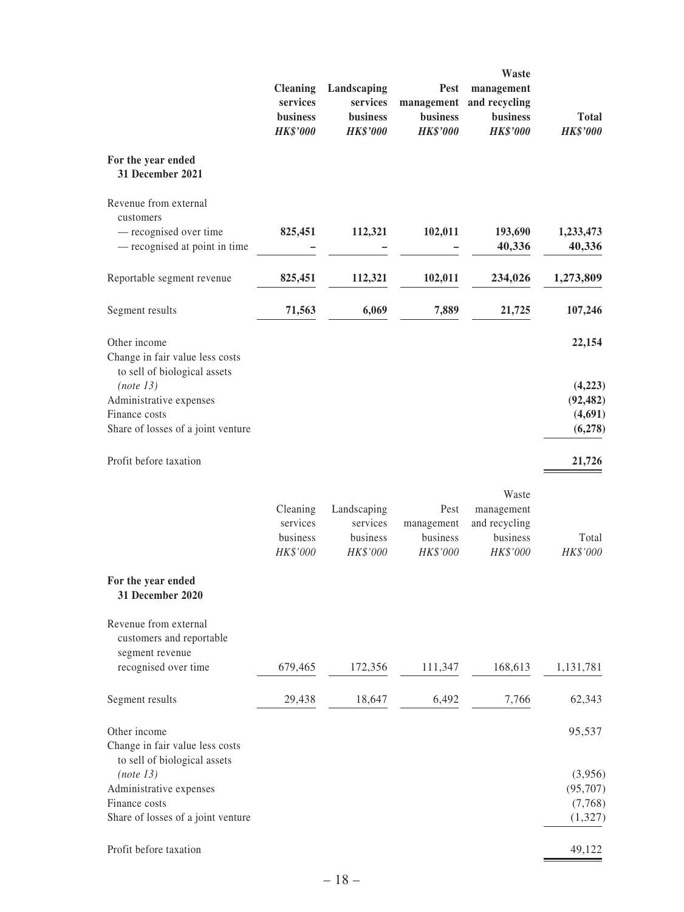| | Cleaning services business HK$'000 | Landscaping services business HK$'000 | Pest management business HK$'000 | Waste management and recycling business HK$'000 | Total HK$'000 |
|---|---|---|---|---|---|
| **For the year ended 31 December 2021** | | | | | |
| Revenue from external customers | | | | | |
| — recognised over time | **825,451** | **112,321** | **102,011** | **193,690** | **1,233,473** |
| — recognised at point in time | **–** | **–** | **–** | **40,336** | **40,336** |
| Reportable segment revenue | **825,451** | **112,321** | **102,011** | **234,026** | **1,273,809** |
| Segment results | **71,563** | **6,069** | **7,889** | **21,725** | **107,246** |
| Other income | | | | | **22,154** |
| Change in fair value less costs to sell of biological assets *(note 13)* | | | | | **(4,223)** |
| Administrative expenses | | | | | **(92,482)** |
| Finance costs | | | | | **(4,691)** |
| Share of losses of a joint venture | | | | | **(6,278)** |
| Profit before taxation | | | | | **21,726** |

| | Cleaning services business HK$'000 | Landscaping services business HK$'000 | Pest management business HK$'000 | Waste management and recycling business HK$'000 | Total HK$'000 |
|---|---|---|---|---|---|
| **For the year ended 31 December 2020** | | | | | |
| Revenue from external customers and reportable segment revenue recognised over time | 679,465 | 172,356 | 111,347 | 168,613 | 1,131,781 |
| Segment results | 29,438 | 18,647 | 6,492 | 7,766 | 62,343 |
| Other income | | | | | 95,537 |
| Change in fair value less costs to sell of biological assets *(note 13)* | | | | | (3,956) |
| Administrative expenses | | | | | (95,707) |
| Finance costs | | | | | (7,768) |
| Share of losses of a joint venture | | | | | (1,327) |
| Profit before taxation | | | | | 49,122 |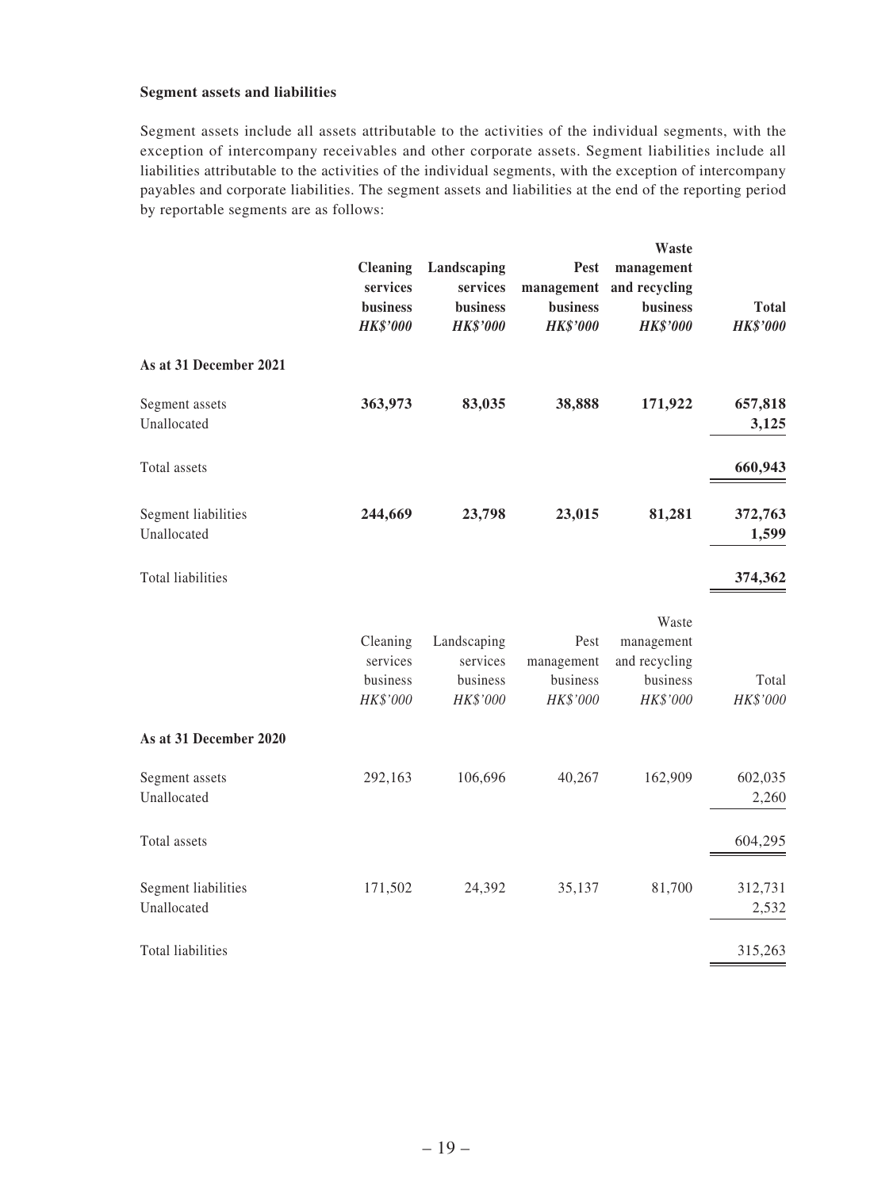**Segment assets and liabilities**

Segment assets include all assets attributable to the activities of the individual segments, with the exception of intercompany receivables and other corporate assets. Segment liabilities include all liabilities attributable to the activities of the individual segments, with the exception of intercompany payables and corporate liabilities. The segment assets and liabilities at the end of the reporting period by reportable segments are as follows:

| | **Cleaning services business** | **Landscaping services business** | **Pest management business** | **Waste management and recycling business** | **Total** |
|---|---|---|---|---|---|
| | ***HK$'000*** | ***HK$'000*** | ***HK$'000*** | ***HK$'000*** | ***HK$'000*** |
| **As at 31 December 2021** | | | | | |
| Segment assets | **363,973** | **83,035** | **38,888** | **171,922** | **657,818** |
| Unallocated | | | | | **3,125** |
| Total assets | | | | | **660,943** |
| Segment liabilities | **244,669** | **23,798** | **23,015** | **81,281** | **372,763** |
| Unallocated | | | | | **1,599** |
| Total liabilities | | | | | **374,362** |

| | Cleaning services business | Landscaping services business | Pest management business | Waste management and recycling business | Total |
|---|---|---|---|---|---|
| | *HK$'000* | *HK$'000* | *HK$'000* | *HK$'000* | *HK$'000* |
| **As at 31 December 2020** | | | | | |
| Segment assets | 292,163 | 106,696 | 40,267 | 162,909 | 602,035 |
| Unallocated | | | | | 2,260 |
| Total assets | | | | | 604,295 |
| Segment liabilities | 171,502 | 24,392 | 35,137 | 81,700 | 312,731 |
| Unallocated | | | | | 2,532 |
| Total liabilities | | | | | 315,263 |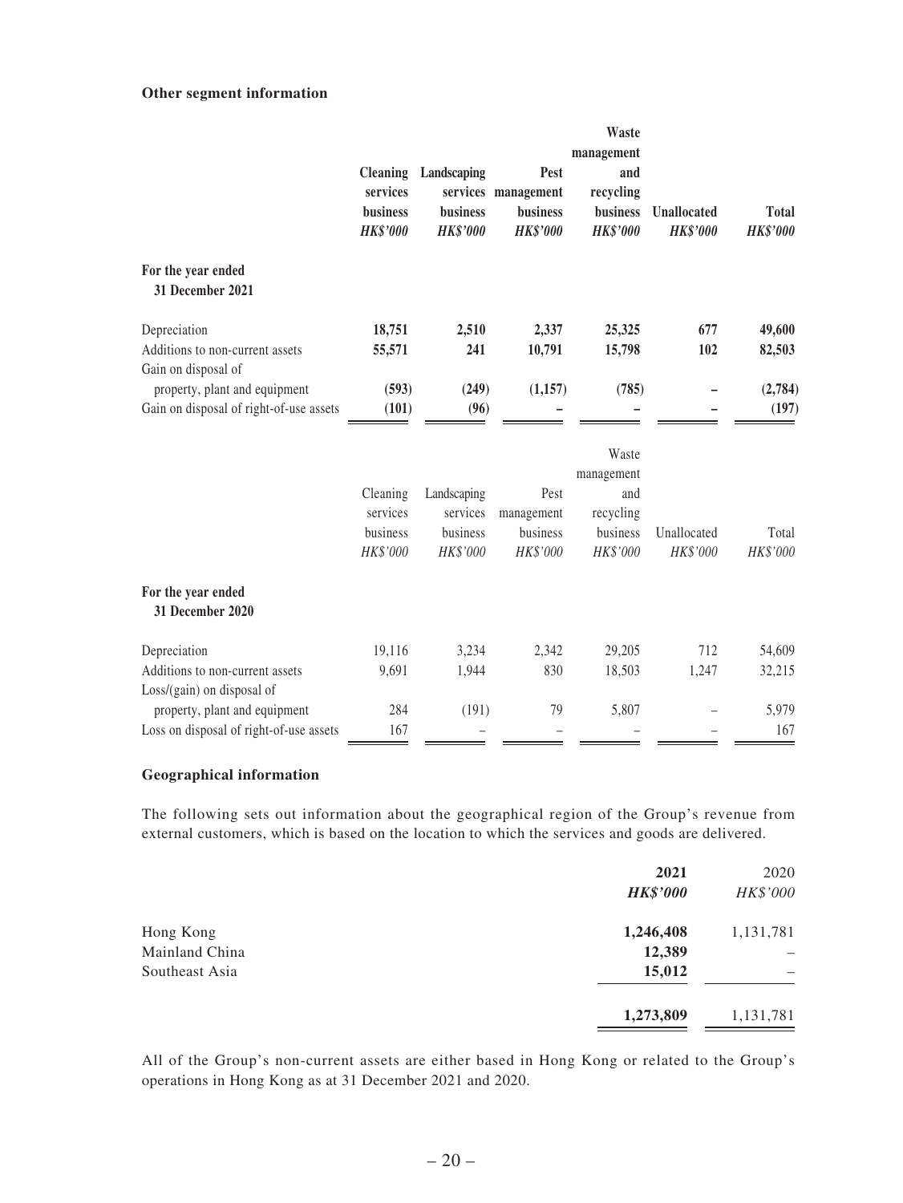### Other segment information

| | Cleaning services business | Landscaping services business | Pest management business | Waste management and recycling business | Unallocated | Total |
|---|---|---|---|---|---|---|
| | ***HK$'000*** | ***HK$'000*** | ***HK$'000*** | ***HK$'000*** | ***HK$'000*** | ***HK$'000*** |
| **For the year ended 31 December 2021** | | | | | | |
| Depreciation | **18,751** | **2,510** | **2,337** | **25,325** | **677** | **49,600** |
| Additions to non-current assets | **55,571** | **241** | **10,791** | **15,798** | **102** | **82,503** |
| Gain on disposal of property, plant and equipment | **(593)** | **(249)** | **(1,157)** | **(785)** | **–** | **(2,784)** |
| Gain on disposal of right-of-use assets | **(101)** | **(96)** | **–** | **–** | **–** | **(197)** |

| | Cleaning services business | Landscaping services business | Pest management business | Waste management and recycling business | Unallocated | Total |
|---|---|---|---|---|---|---|
| | *HK$'000* | *HK$'000* | *HK$'000* | *HK$'000* | *HK$'000* | *HK$'000* |
| **For the year ended 31 December 2020** | | | | | | |
| Depreciation | 19,116 | 3,234 | 2,342 | 29,205 | 712 | 54,609 |
| Additions to non-current assets | 9,691 | 1,944 | 830 | 18,503 | 1,247 | 32,215 |
| Loss/(gain) on disposal of property, plant and equipment | 284 | (191) | 79 | 5,807 | – | 5,979 |
| Loss on disposal of right-of-use assets | 167 | – | – | – | – | 167 |

### Geographical information

The following sets out information about the geographical region of the Group's revenue from external customers, which is based on the location to which the services and goods are delivered.

| | 2021 | 2020 |
|---|---|---|
| | ***HK$'000*** | *HK$'000* |
| Hong Kong | **1,246,408** | 1,131,781 |
| Mainland China | **12,389** | – |
| Southeast Asia | **15,012** | – |
| | **1,273,809** | 1,131,781 |

All of the Group's non-current assets are either based in Hong Kong or related to the Group's operations in Hong Kong as at 31 December 2021 and 2020.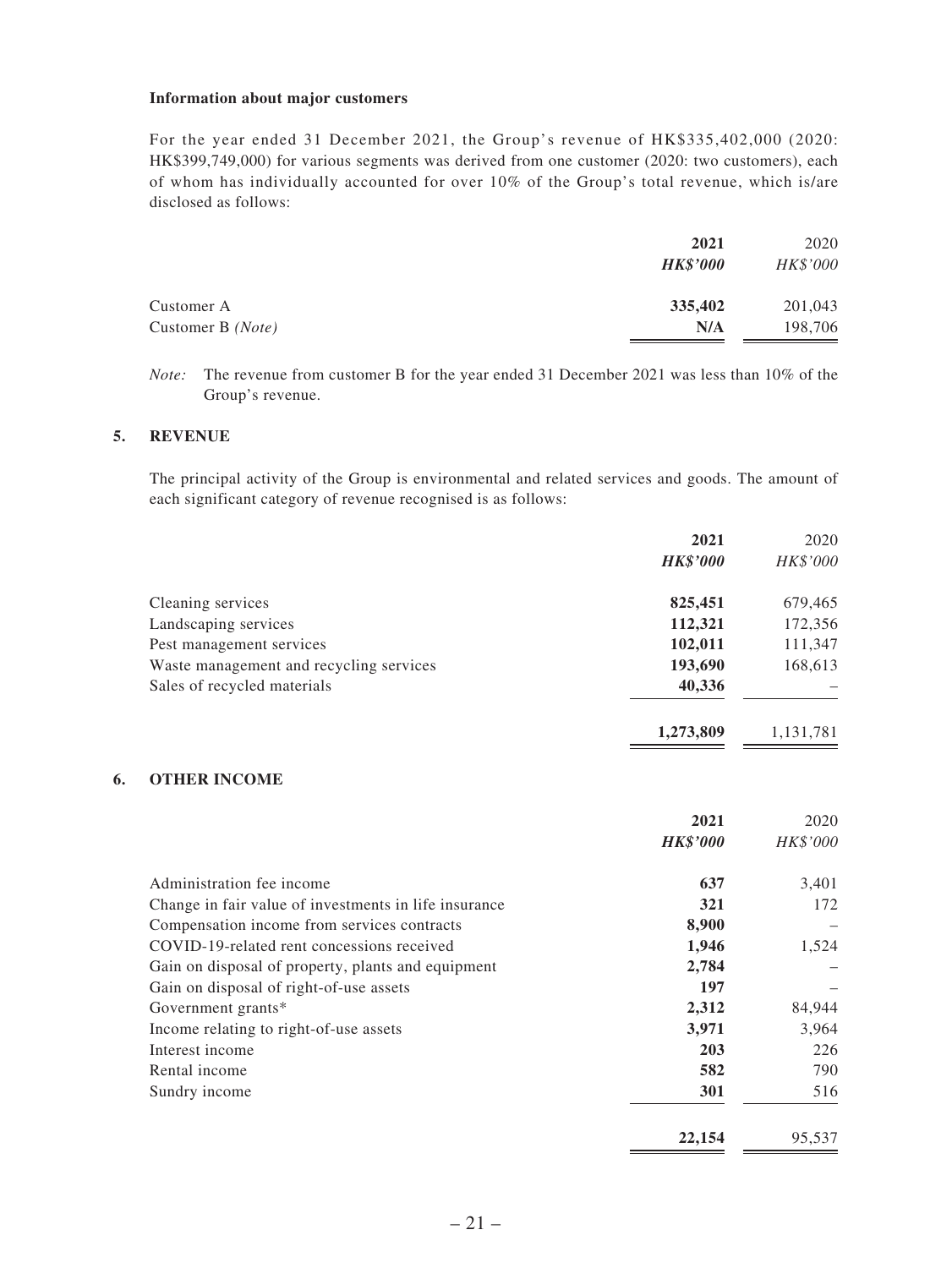**Information about major customers**

For the year ended 31 December 2021, the Group's revenue of HK$335,402,000 (2020: HK$399,749,000) for various segments was derived from one customer (2020: two customers), each of whom has individually accounted for over 10% of the Group's total revenue, which is/are disclosed as follows:

| | **2021** | 2020 |
|---|---|---|
| | ***HK$'000*** | *HK$'000* |
| Customer A | **335,402** | 201,043 |
| Customer B *(Note)* | **N/A** | 198,706 |

*Note:* The revenue from customer B for the year ended 31 December 2021 was less than 10% of the Group's revenue.

## 5. REVENUE

The principal activity of the Group is environmental and related services and goods. The amount of each significant category of revenue recognised is as follows:

| | **2021** | 2020 |
|---|---|---|
| | ***HK$'000*** | *HK$'000* |
| Cleaning services | **825,451** | 679,465 |
| Landscaping services | **112,321** | 172,356 |
| Pest management services | **102,011** | 111,347 |
| Waste management and recycling services | **193,690** | 168,613 |
| Sales of recycled materials | **40,336** | – |
| | **1,273,809** | 1,131,781 |

## 6. OTHER INCOME

| | **2021** | 2020 |
|---|---|---|
| | ***HK$'000*** | *HK$'000* |
| Administration fee income | **637** | 3,401 |
| Change in fair value of investments in life insurance | **321** | 172 |
| Compensation income from services contracts | **8,900** | – |
| COVID-19-related rent concessions received | **1,946** | 1,524 |
| Gain on disposal of property, plants and equipment | **2,784** | – |
| Gain on disposal of right-of-use assets | **197** | – |
| Government grants* | **2,312** | 84,944 |
| Income relating to right-of-use assets | **3,971** | 3,964 |
| Interest income | **203** | 226 |
| Rental income | **582** | 790 |
| Sundry income | **301** | 516 |
| | **22,154** | 95,537 |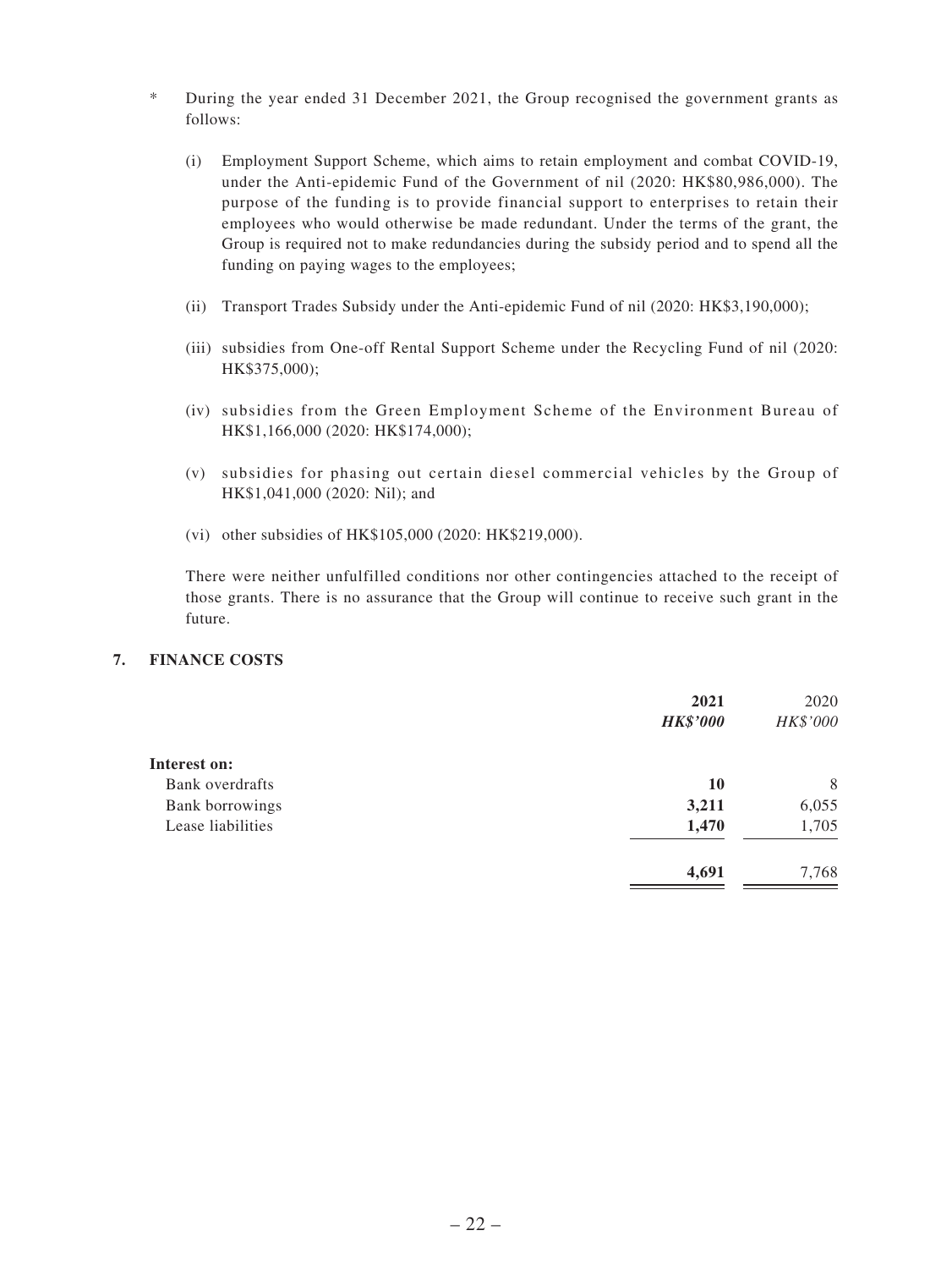\* During the year ended 31 December 2021, the Group recognised the government grants as follows:

(i) Employment Support Scheme, which aims to retain employment and combat COVID-19, under the Anti-epidemic Fund of the Government of nil (2020: HK$80,986,000). The purpose of the funding is to provide financial support to enterprises to retain their employees who would otherwise be made redundant. Under the terms of the grant, the Group is required not to make redundancies during the subsidy period and to spend all the funding on paying wages to the employees;

(ii) Transport Trades Subsidy under the Anti-epidemic Fund of nil (2020: HK$3,190,000);

(iii) subsidies from One-off Rental Support Scheme under the Recycling Fund of nil (2020: HK$375,000);

(iv) subsidies from the Green Employment Scheme of the Environment Bureau of HK$1,166,000 (2020: HK$174,000);

(v) subsidies for phasing out certain diesel commercial vehicles by the Group of HK$1,041,000 (2020: Nil); and

(vi) other subsidies of HK$105,000 (2020: HK$219,000).

There were neither unfulfilled conditions nor other contingencies attached to the receipt of those grants. There is no assurance that the Group will continue to receive such grant in the future.

## 7. FINANCE COSTS

| | **2021** | 2020 |
|---|---|---|
| | ***HK$'000*** | *HK$'000* |
| **Interest on:** | | |
| Bank overdrafts | **10** | 8 |
| Bank borrowings | **3,211** | 6,055 |
| Lease liabilities | **1,470** | 1,705 |
| | **4,691** | 7,768 |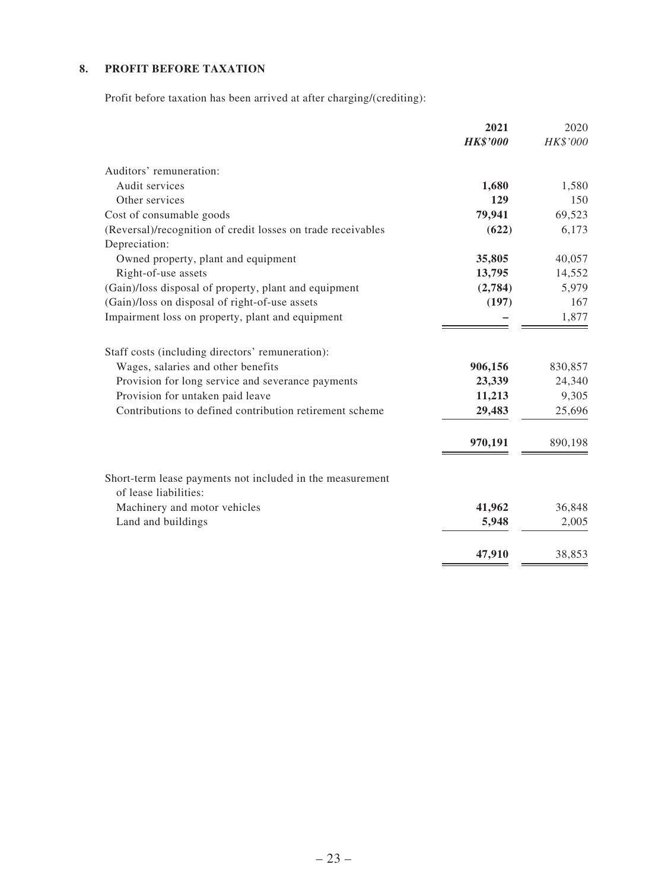## 8. PROFIT BEFORE TAXATION

Profit before taxation has been arrived at after charging/(crediting):

| | **2021** | 2020 |
|---|---|---|
| | ***HK$'000*** | *HK$'000* |
| Auditors' remuneration: | | |
| Audit services | **1,680** | 1,580 |
| Other services | **129** | 150 |
| Cost of consumable goods | **79,941** | 69,523 |
| (Reversal)/recognition of credit losses on trade receivables | **(622)** | 6,173 |
| Depreciation: | | |
| Owned property, plant and equipment | **35,805** | 40,057 |
| Right-of-use assets | **13,795** | 14,552 |
| (Gain)/loss disposal of property, plant and equipment | **(2,784)** | 5,979 |
| (Gain)/loss on disposal of right-of-use assets | **(197)** | 167 |
| Impairment loss on property, plant and equipment | **–** | 1,877 |
| | | |
| Staff costs (including directors' remuneration): | | |
| Wages, salaries and other benefits | **906,156** | 830,857 |
| Provision for long service and severance payments | **23,339** | 24,340 |
| Provision for untaken paid leave | **11,213** | 9,305 |
| Contributions to defined contribution retirement scheme | **29,483** | 25,696 |
| | **970,191** | 890,198 |
| | | |
| Short-term lease payments not included in the measurement of lease liabilities: | | |
| Machinery and motor vehicles | **41,962** | 36,848 |
| Land and buildings | **5,948** | 2,005 |
| | **47,910** | 38,853 |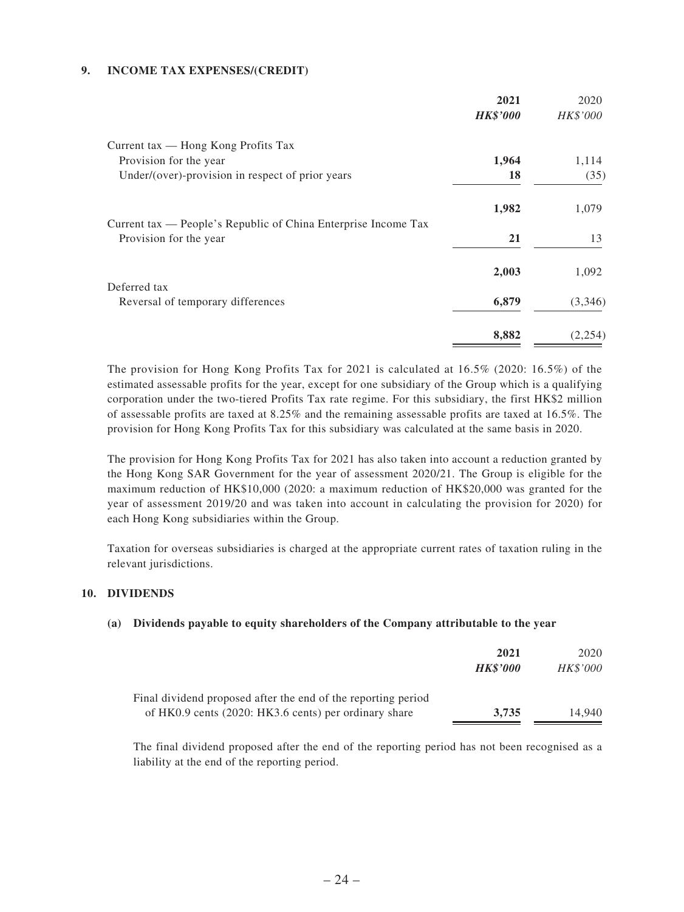## 9. INCOME TAX EXPENSES/(CREDIT)

| | **2021** | 2020 |
|---|---|---|
| | ***HK$'000*** | *HK$'000* |
| Current tax — Hong Kong Profits Tax | | |
| Provision for the year | **1,964** | 1,114 |
| Under/(over)-provision in respect of prior years | **18** | (35) |
| | **1,982** | 1,079 |
| Current tax — People's Republic of China Enterprise Income Tax | | |
| Provision for the year | **21** | 13 |
| | **2,003** | 1,092 |
| Deferred tax | | |
| Reversal of temporary differences | **6,879** | (3,346) |
| | **8,882** | (2,254) |

The provision for Hong Kong Profits Tax for 2021 is calculated at 16.5% (2020: 16.5%) of the estimated assessable profits for the year, except for one subsidiary of the Group which is a qualifying corporation under the two-tiered Profits Tax rate regime. For this subsidiary, the first HK$2 million of assessable profits are taxed at 8.25% and the remaining assessable profits are taxed at 16.5%. The provision for Hong Kong Profits Tax for this subsidiary was calculated at the same basis in 2020.

The provision for Hong Kong Profits Tax for 2021 has also taken into account a reduction granted by the Hong Kong SAR Government for the year of assessment 2020/21. The Group is eligible for the maximum reduction of HK$10,000 (2020: a maximum reduction of HK$20,000 was granted for the year of assessment 2019/20 and was taken into account in calculating the provision for 2020) for each Hong Kong subsidiaries within the Group.

Taxation for overseas subsidiaries is charged at the appropriate current rates of taxation ruling in the relevant jurisdictions.

## 10. DIVIDENDS

### (a) Dividends payable to equity shareholders of the Company attributable to the year

| | **2021** | 2020 |
|---|---|---|
| | ***HK$'000*** | *HK$'000* |
| Final dividend proposed after the end of the reporting period of HK0.9 cents (2020: HK3.6 cents) per ordinary share | **3,735** | 14,940 |

The final dividend proposed after the end of the reporting period has not been recognised as a liability at the end of the reporting period.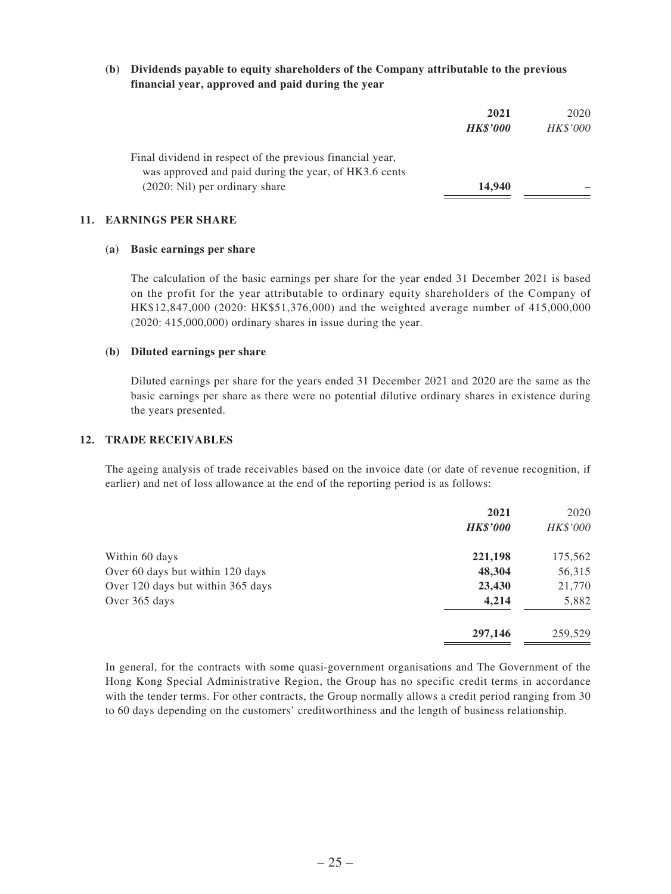**(b) Dividends payable to equity shareholders of the Company attributable to the previous financial year, approved and paid during the year**

| | **2021** | 2020 |
|---|---|---|
| | ***HK$'000*** | *HK$'000* |
| Final dividend in respect of the previous financial year, was approved and paid during the year, of HK3.6 cents (2020: Nil) per ordinary share | **14,940** | – |

## 11. EARNINGS PER SHARE

**(a) Basic earnings per share**

The calculation of the basic earnings per share for the year ended 31 December 2021 is based on the profit for the year attributable to ordinary equity shareholders of the Company of HK$12,847,000 (2020: HK$51,376,000) and the weighted average number of 415,000,000 (2020: 415,000,000) ordinary shares in issue during the year.

**(b) Diluted earnings per share**

Diluted earnings per share for the years ended 31 December 2021 and 2020 are the same as the basic earnings per share as there were no potential dilutive ordinary shares in existence during the years presented.

## 12. TRADE RECEIVABLES

The ageing analysis of trade receivables based on the invoice date (or date of revenue recognition, if earlier) and net of loss allowance at the end of the reporting period is as follows:

| | **2021** | 2020 |
|---|---|---|
| | ***HK$'000*** | *HK$'000* |
| Within 60 days | **221,198** | 175,562 |
| Over 60 days but within 120 days | **48,304** | 56,315 |
| Over 120 days but within 365 days | **23,430** | 21,770 |
| Over 365 days | **4,214** | 5,882 |
| | **297,146** | 259,529 |

In general, for the contracts with some quasi-government organisations and The Government of the Hong Kong Special Administrative Region, the Group has no specific credit terms in accordance with the tender terms. For other contracts, the Group normally allows a credit period ranging from 30 to 60 days depending on the customers' creditworthiness and the length of business relationship.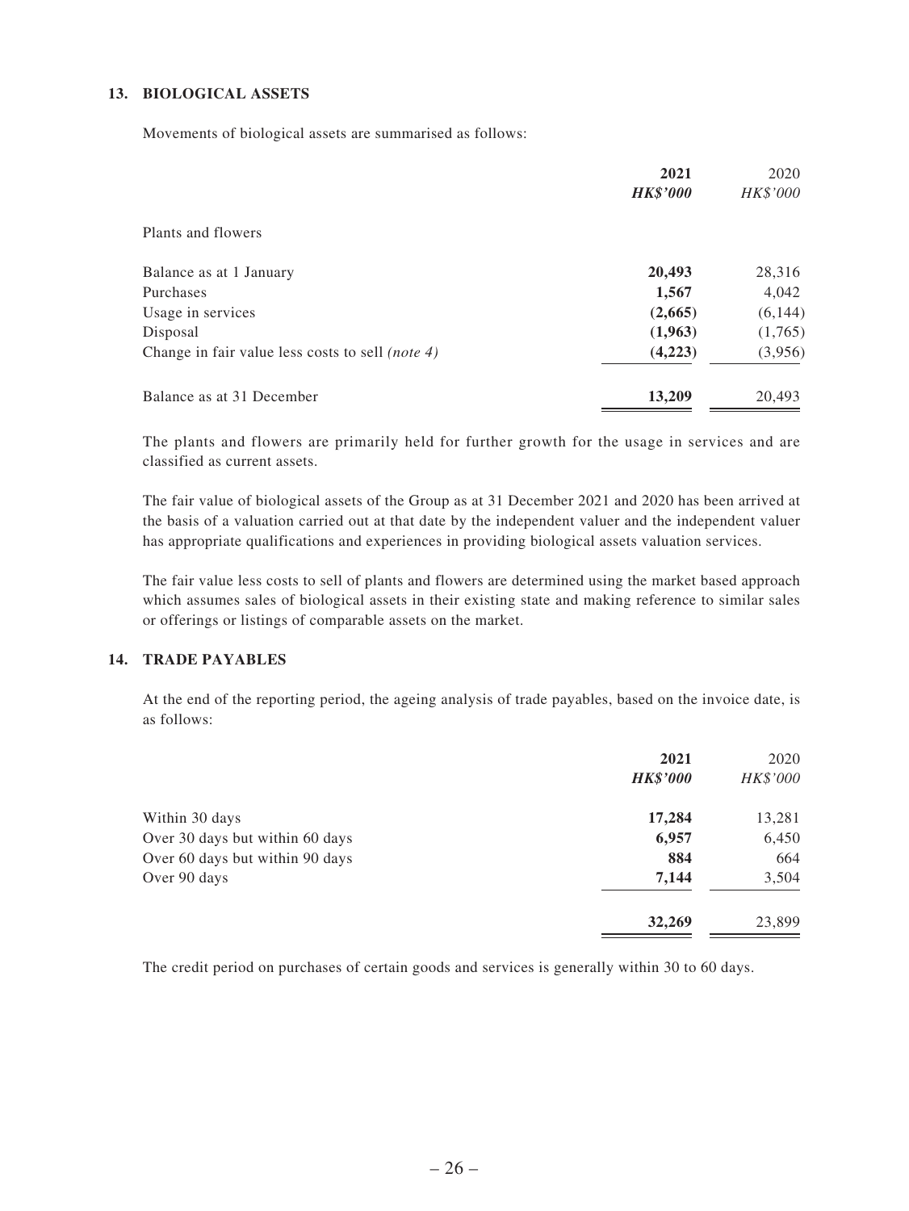## 13. BIOLOGICAL ASSETS

Movements of biological assets are summarised as follows:

| | **2021** | 2020 |
|---|---|---|
| | ***HK$'000*** | *HK$'000* |
| Plants and flowers | | |
| Balance as at 1 January | **20,493** | 28,316 |
| Purchases | **1,567** | 4,042 |
| Usage in services | **(2,665)** | (6,144) |
| Disposal | **(1,963)** | (1,765) |
| Change in fair value less costs to sell *(note 4)* | **(4,223)** | (3,956) |
| Balance as at 31 December | **13,209** | 20,493 |

The plants and flowers are primarily held for further growth for the usage in services and are classified as current assets.

The fair value of biological assets of the Group as at 31 December 2021 and 2020 has been arrived at the basis of a valuation carried out at that date by the independent valuer and the independent valuer has appropriate qualifications and experiences in providing biological assets valuation services.

The fair value less costs to sell of plants and flowers are determined using the market based approach which assumes sales of biological assets in their existing state and making reference to similar sales or offerings or listings of comparable assets on the market.

## 14. TRADE PAYABLES

At the end of the reporting period, the ageing analysis of trade payables, based on the invoice date, is as follows:

| | **2021** | 2020 |
|---|---|---|
| | ***HK$'000*** | *HK$'000* |
| Within 30 days | **17,284** | 13,281 |
| Over 30 days but within 60 days | **6,957** | 6,450 |
| Over 60 days but within 90 days | **884** | 664 |
| Over 90 days | **7,144** | 3,504 |
| | **32,269** | 23,899 |

The credit period on purchases of certain goods and services is generally within 30 to 60 days.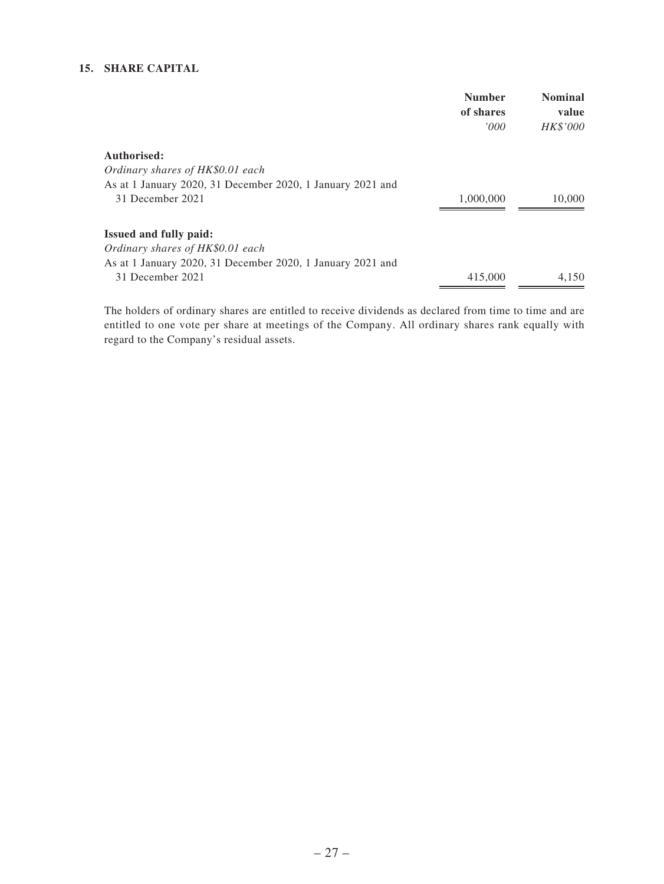## 15. SHARE CAPITAL

| | Number of shares | Nominal value |
|---|---|---|
| | *'000* | *HK$'000* |
| **Authorised:** | | |
| *Ordinary shares of HK$0.01 each* | | |
| As at 1 January 2020, 31 December 2020, 1 January 2021 and 31 December 2021 | 1,000,000 | 10,000 |
| **Issued and fully paid:** | | |
| *Ordinary shares of HK$0.01 each* | | |
| As at 1 January 2020, 31 December 2020, 1 January 2021 and 31 December 2021 | 415,000 | 4,150 |

The holders of ordinary shares are entitled to receive dividends as declared from time to time and are entitled to one vote per share at meetings of the Company. All ordinary shares rank equally with regard to the Company's residual assets.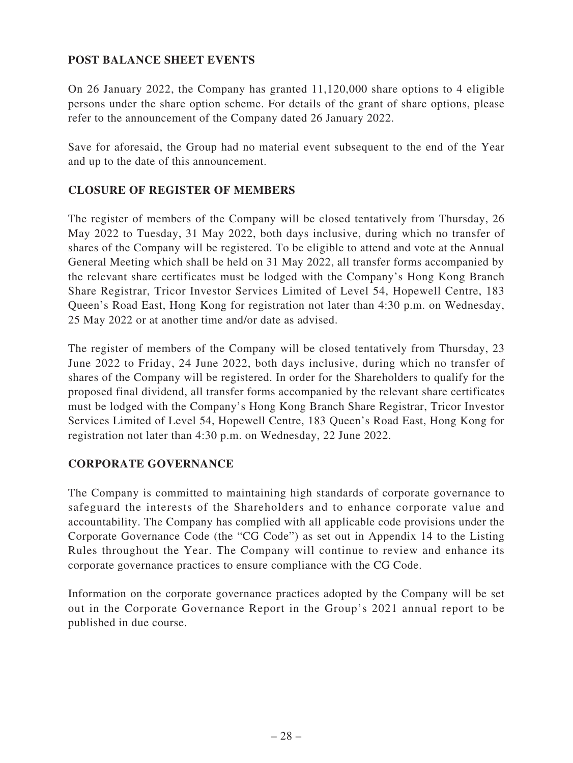## POST BALANCE SHEET EVENTS

On 26 January 2022, the Company has granted 11,120,000 share options to 4 eligible persons under the share option scheme. For details of the grant of share options, please refer to the announcement of the Company dated 26 January 2022.

Save for aforesaid, the Group had no material event subsequent to the end of the Year and up to the date of this announcement.

## CLOSURE OF REGISTER OF MEMBERS

The register of members of the Company will be closed tentatively from Thursday, 26 May 2022 to Tuesday, 31 May 2022, both days inclusive, during which no transfer of shares of the Company will be registered. To be eligible to attend and vote at the Annual General Meeting which shall be held on 31 May 2022, all transfer forms accompanied by the relevant share certificates must be lodged with the Company's Hong Kong Branch Share Registrar, Tricor Investor Services Limited of Level 54, Hopewell Centre, 183 Queen's Road East, Hong Kong for registration not later than 4:30 p.m. on Wednesday, 25 May 2022 or at another time and/or date as advised.

The register of members of the Company will be closed tentatively from Thursday, 23 June 2022 to Friday, 24 June 2022, both days inclusive, during which no transfer of shares of the Company will be registered. In order for the Shareholders to qualify for the proposed final dividend, all transfer forms accompanied by the relevant share certificates must be lodged with the Company's Hong Kong Branch Share Registrar, Tricor Investor Services Limited of Level 54, Hopewell Centre, 183 Queen's Road East, Hong Kong for registration not later than 4:30 p.m. on Wednesday, 22 June 2022.

## CORPORATE GOVERNANCE

The Company is committed to maintaining high standards of corporate governance to safeguard the interests of the Shareholders and to enhance corporate value and accountability. The Company has complied with all applicable code provisions under the Corporate Governance Code (the "CG Code") as set out in Appendix 14 to the Listing Rules throughout the Year. The Company will continue to review and enhance its corporate governance practices to ensure compliance with the CG Code.

Information on the corporate governance practices adopted by the Company will be set out in the Corporate Governance Report in the Group's 2021 annual report to be published in due course.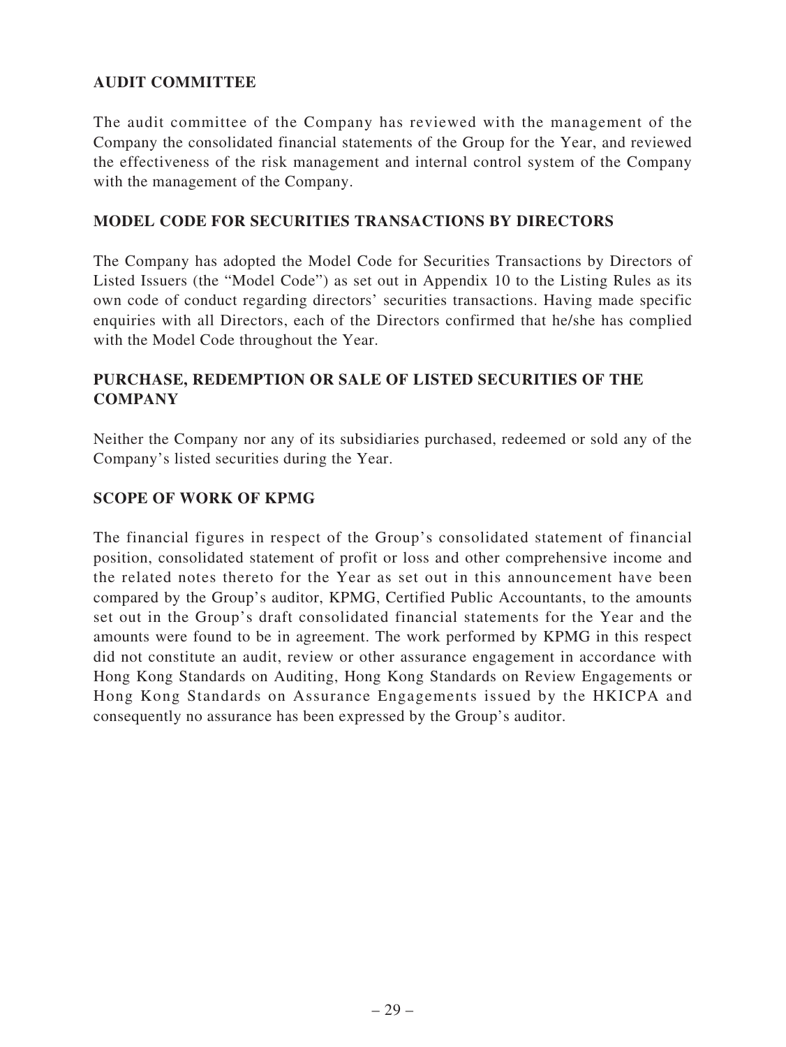## AUDIT COMMITTEE

The audit committee of the Company has reviewed with the management of the Company the consolidated financial statements of the Group for the Year, and reviewed the effectiveness of the risk management and internal control system of the Company with the management of the Company.

## MODEL CODE FOR SECURITIES TRANSACTIONS BY DIRECTORS

The Company has adopted the Model Code for Securities Transactions by Directors of Listed Issuers (the "Model Code") as set out in Appendix 10 to the Listing Rules as its own code of conduct regarding directors' securities transactions. Having made specific enquiries with all Directors, each of the Directors confirmed that he/she has complied with the Model Code throughout the Year.

## PURCHASE, REDEMPTION OR SALE OF LISTED SECURITIES OF THE COMPANY

Neither the Company nor any of its subsidiaries purchased, redeemed or sold any of the Company's listed securities during the Year.

## SCOPE OF WORK OF KPMG

The financial figures in respect of the Group's consolidated statement of financial position, consolidated statement of profit or loss and other comprehensive income and the related notes thereto for the Year as set out in this announcement have been compared by the Group's auditor, KPMG, Certified Public Accountants, to the amounts set out in the Group's draft consolidated financial statements for the Year and the amounts were found to be in agreement. The work performed by KPMG in this respect did not constitute an audit, review or other assurance engagement in accordance with Hong Kong Standards on Auditing, Hong Kong Standards on Review Engagements or Hong Kong Standards on Assurance Engagements issued by the HKICPA and consequently no assurance has been expressed by the Group's auditor.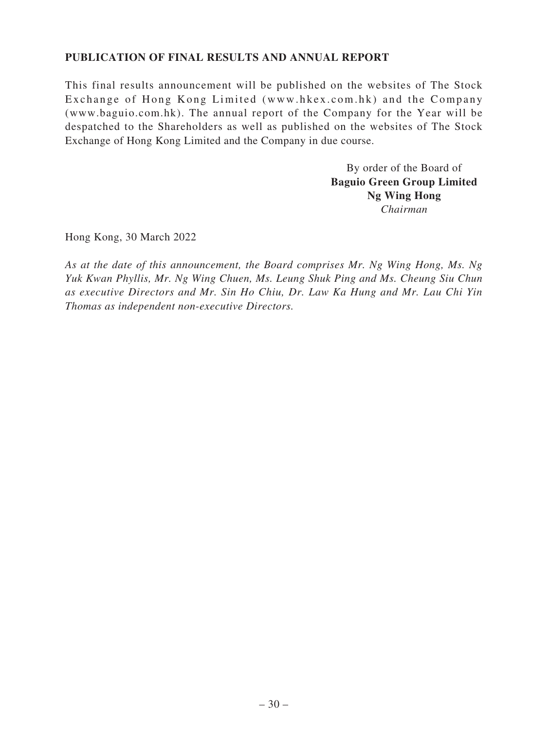**PUBLICATION OF FINAL RESULTS AND ANNUAL REPORT**

This final results announcement will be published on the websites of The Stock Exchange of Hong Kong Limited (www.hkex.com.hk) and the Company (www.baguio.com.hk). The annual report of the Company for the Year will be despatched to the Shareholders as well as published on the websites of The Stock Exchange of Hong Kong Limited and the Company in due course.

By order of the Board of
**Baguio Green Group Limited**
**Ng Wing Hong**
*Chairman*

Hong Kong, 30 March 2022

*As at the date of this announcement, the Board comprises Mr. Ng Wing Hong, Ms. Ng Yuk Kwan Phyllis, Mr. Ng Wing Chuen, Ms. Leung Shuk Ping and Ms. Cheung Siu Chun as executive Directors and Mr. Sin Ho Chiu, Dr. Law Ka Hung and Mr. Lau Chi Yin Thomas as independent non-executive Directors.*